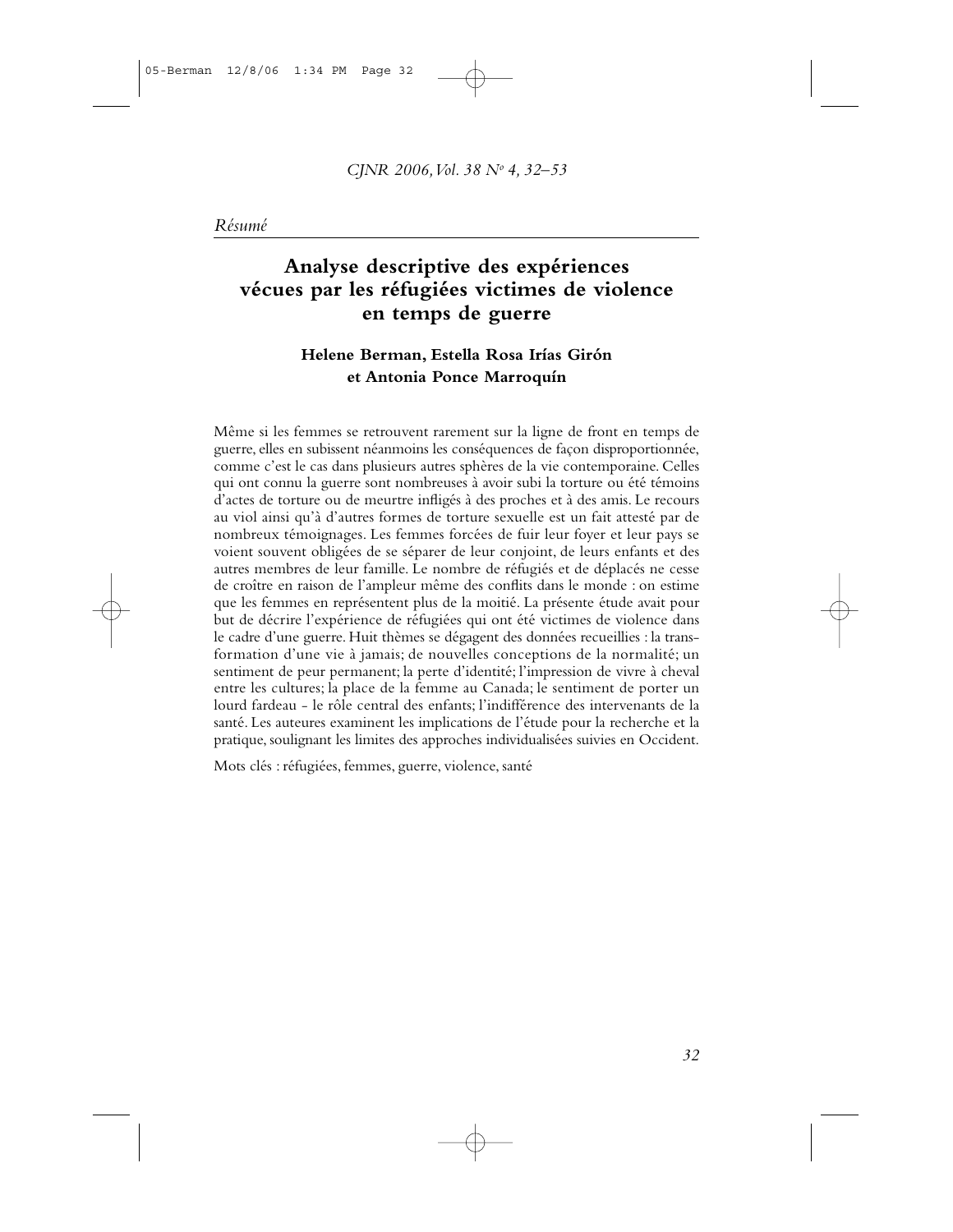*Résumé*

# Analyse descriptive des expériences vécues par les réfugiées victimes de violence en temps de guerre

**Helene Berman, Estella Rosa Irías Girón et Antonia Ponce Marroquín**

Même si les femmes se retrouvent rarement sur la ligne de front en temps de guerre, elles en subissent néanmoins les conséquences de façon disproportionnée, comme c'est le cas dans plusieurs autres sphères de la vie contemporaine. Celles qui ont connu la guerre sont nombreuses à avoir subi la torture ou été témoins d'actes de torture ou de meurtre infligés à des proches et à des amis. Le recours au viol ainsi qu'à d'autres formes de torture sexuelle est un fait attesté par de nombreux témoignages. Les femmes forcées de fuir leur foyer et leur pays se voient souvent obligées de se séparer de leur conjoint, de leurs enfants et des autres membres de leur famille. Le nombre de réfugiés et de déplacés ne cesse de croître en raison de l'ampleur même des conflits dans le monde : on estime que les femmes en représentent plus de la moitié. La présente étude avait pour but de décrire l'expérience de réfugiées qui ont été victimes de violence dans le cadre d'une guerre. Huit thèmes se dégagent des données recueillies : la transformation d'une vie à jamais; de nouvelles conceptions de la normalité; un sentiment de peur permanent; la perte d'identité; l'impression de vivre à cheval entre les cultures; la place de la femme au Canada; le sentiment de porter un lourd fardeau - le rôle central des enfants; l'indifférence des intervenants de la santé. Les auteures examinent les implications de l'étude pour la recherche et la pratique, soulignant les limites des approches individualisées suivies en Occident.

Mots clés : réfugiées, femmes, guerre, violence, santé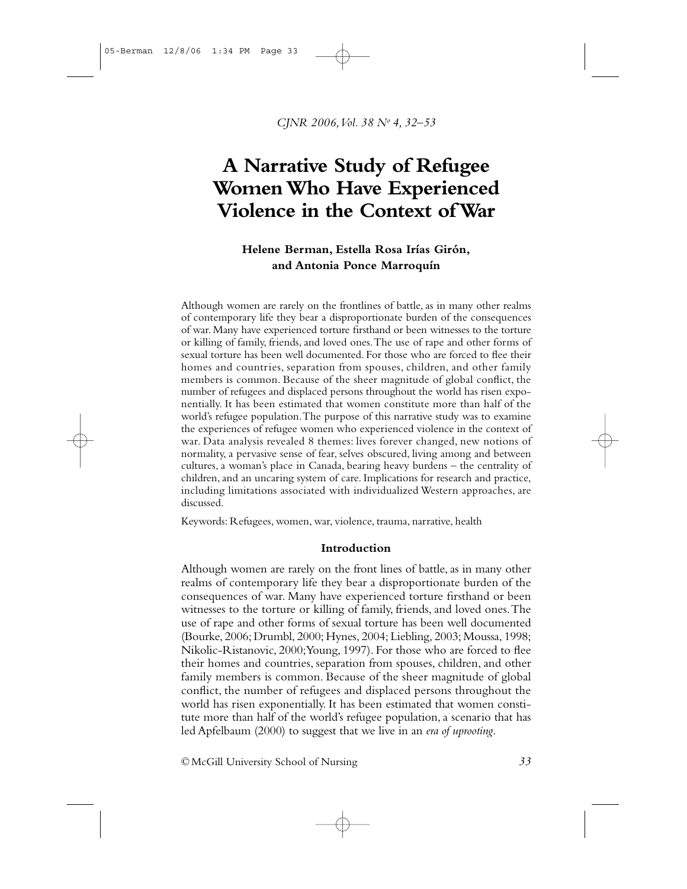# A Narrative Study of Refugee Women Who Have Experienced Violence in the Context of War

**Helene Berman, Estella Rosa Irías Girón, and Antonia Ponce Marroquín**

Although women are rarely on the frontlines of battle, as in many other realms of contemporary life they bear a disproportionate burden of the consequences of war. Many have experienced torture firsthand or been witnesses to the torture or killing of family, friends, and loved ones. The use of rape and other forms of sexual torture has been well documented. For those who are forced to flee their homes and countries, separation from spouses, children, and other family members is common. Because of the sheer magnitude of global conflict, the number of refugees and displaced persons throughout the world has risen exponentially. It has been estimated that women constitute more than half of the world's refugee population. The purpose of this narrative study was to examine the experiences of refugee women who experienced violence in the context of war. Data analysis revealed 8 themes: lives forever changed, new notions of normality, a pervasive sense of fear, selves obscured, living among and between cultures, a woman's place in Canada, bearing heavy burdens – the centrality of children, and an uncaring system of care. Implications for research and practice, including limitations associated with individualized Western approaches, are discussed.

Keywords: Refugees, women, war, violence, trauma, narrative, health

## Introduction

Although women are rarely on the front lines of battle, as in many other realms of contemporary life they bear a disproportionate burden of the consequences of war. Many have experienced torture firsthand or been witnesses to the torture or killing of family, friends, and loved ones. The use of rape and other forms of sexual torture has been well documented (Bourke, 2006; Drumbl, 2000; Hynes, 2004; Liebling, 2003; Moussa, 1998; Nikolic-Ristanovic, 2000; Young, 1997). For those who are forced to flee their homes and countries, separation from spouses, children, and other family members is common. Because of the sheer magnitude of global conflict, the number of refugees and displaced persons throughout the world has risen exponentially. It has been estimated that women constitute more than half of the world's refugee population, a scenario that has led Apfelbaum (2000) to suggest that we live in an *era of uprooting*.

© McGill University School of Nursing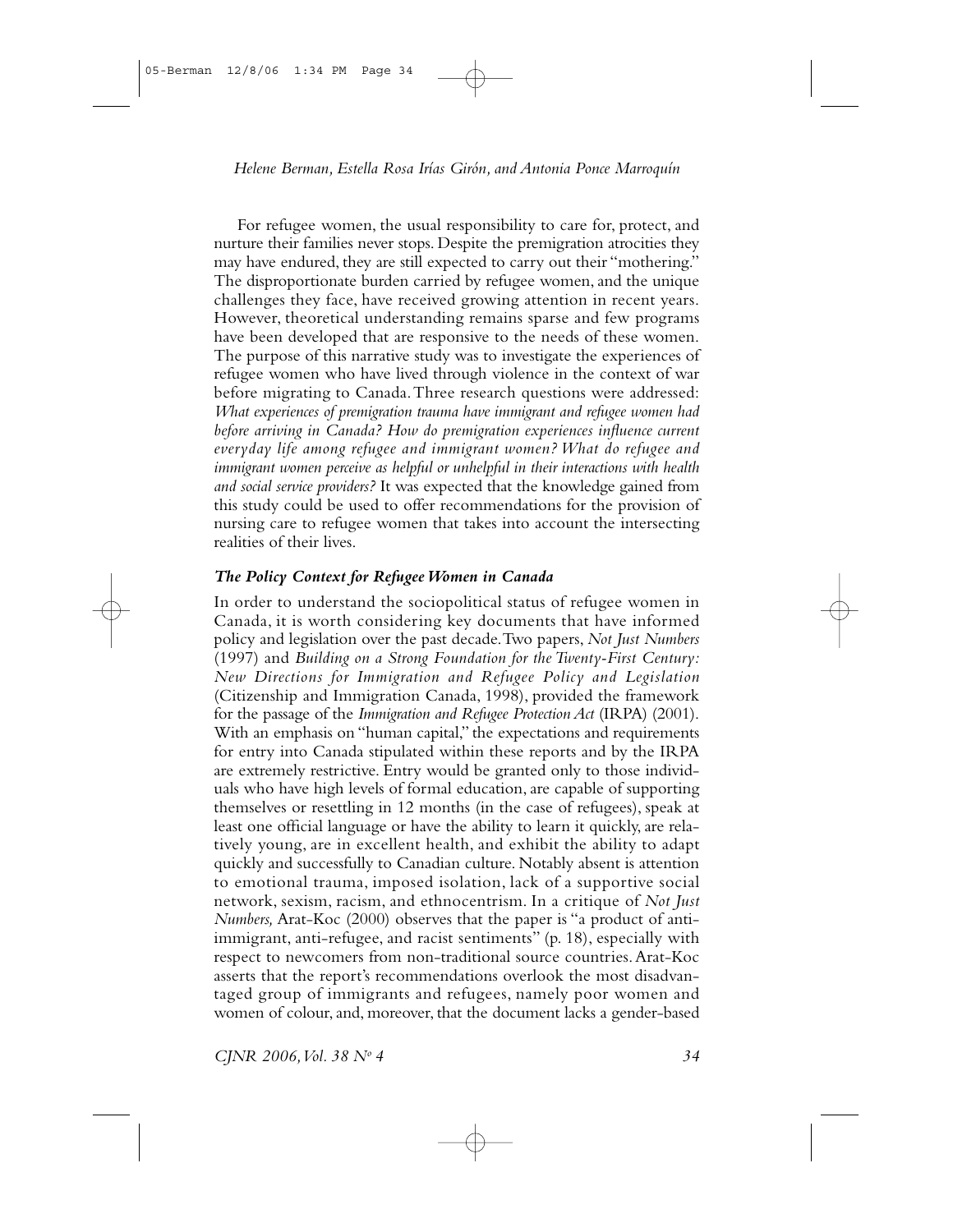For refugee women, the usual responsibility to care for, protect, and nurture their families never stops. Despite the premigration atrocities they may have endured, they are still expected to carry out their "mothering." The disproportionate burden carried by refugee women, and the unique challenges they face, have received growing attention in recent years. However, theoretical understanding remains sparse and few programs have been developed that are responsive to the needs of these women. The purpose of this narrative study was to investigate the experiences of refugee women who have lived through violence in the context of war before migrating to Canada. Three research questions were addressed: *What experiences of premigration trauma have immigrant and refugee women had before arriving in Canada? How do premigration experiences influence current everyday life among refugee and immigrant women? What do refugee and immigrant women perceive as helpful or unhelpful in their interactions with health and social service providers?* It was expected that the knowledge gained from this study could be used to offer recommendations for the provision of nursing care to refugee women that takes into account the intersecting realities of their lives.

### *The Policy Context for Refugee Women in Canada*

In order to understand the sociopolitical status of refugee women in Canada, it is worth considering key documents that have informed policy and legislation over the past decade. Two papers, *Not Just Numbers* (1997) and *Building on a Strong Foundation for the Twenty-First Century: New Directions for Immigration and Refugee Policy and Legislation* (Citizenship and Immigration Canada, 1998), provided the framework for the passage of the *Immigration and Refugee Protection Act* (IRPA) (2001). With an emphasis on "human capital," the expectations and requirements for entry into Canada stipulated within these reports and by the IRPA are extremely restrictive. Entry would be granted only to those individuals who have high levels of formal education, are capable of supporting themselves or resettling in 12 months (in the case of refugees), speak at least one official language or have the ability to learn it quickly, are relatively young, are in excellent health, and exhibit the ability to adapt quickly and successfully to Canadian culture. Notably absent is attention to emotional trauma, imposed isolation, lack of a supportive social network, sexism, racism, and ethnocentrism. In a critique of *Not Just Numbers,* Arat-Koc (2000) observes that the paper is "a product of anti-immigrant, anti-refugee, and racist sentiments" (p. 18), especially with respect to newcomers from non-traditional source countries. Arat-Koc asserts that the report's recommendations overlook the most disadvantaged group of immigrants and refugees, namely poor women and women of colour, and, moreover, that the document lacks a gender-based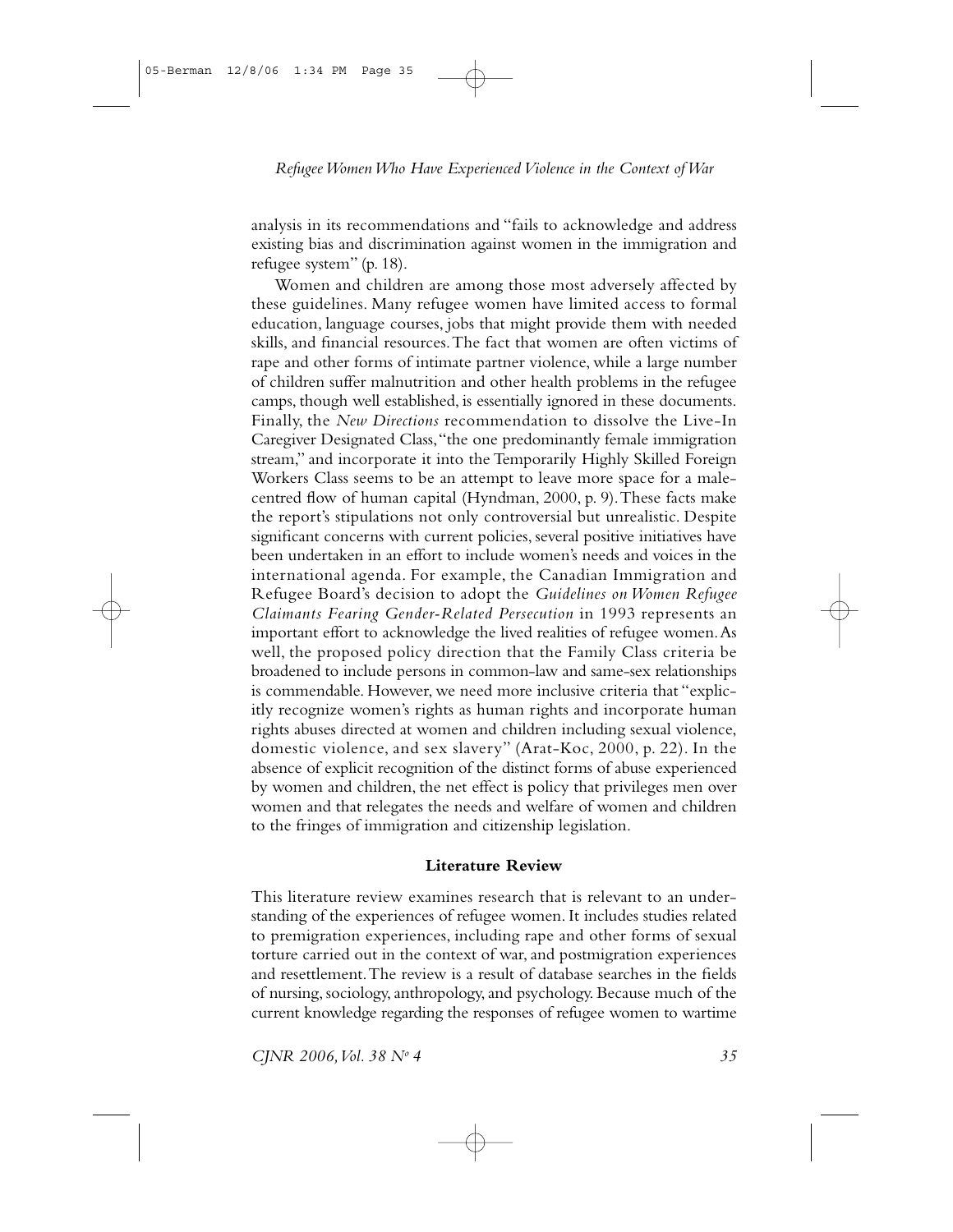analysis in its recommendations and "fails to acknowledge and address existing bias and discrimination against women in the immigration and refugee system" (p. 18).

Women and children are among those most adversely affected by these guidelines. Many refugee women have limited access to formal education, language courses, jobs that might provide them with needed skills, and financial resources. The fact that women are often victims of rape and other forms of intimate partner violence, while a large number of children suffer malnutrition and other health problems in the refugee camps, though well established, is essentially ignored in these documents. Finally, the *New Directions* recommendation to dissolve the Live-In Caregiver Designated Class, "the one predominantly female immigration stream," and incorporate it into the Temporarily Highly Skilled Foreign Workers Class seems to be an attempt to leave more space for a male-centred flow of human capital (Hyndman, 2000, p. 9). These facts make the report's stipulations not only controversial but unrealistic. Despite significant concerns with current policies, several positive initiatives have been undertaken in an effort to include women's needs and voices in the international agenda. For example, the Canadian Immigration and Refugee Board's decision to adopt the *Guidelines on Women Refugee Claimants Fearing Gender-Related Persecution* in 1993 represents an important effort to acknowledge the lived realities of refugee women. As well, the proposed policy direction that the Family Class criteria be broadened to include persons in common-law and same-sex relationships is commendable. However, we need more inclusive criteria that "explicitly recognize women's rights as human rights and incorporate human rights abuses directed at women and children including sexual violence, domestic violence, and sex slavery" (Arat-Koc, 2000, p. 22). In the absence of explicit recognition of the distinct forms of abuse experienced by women and children, the net effect is policy that privileges men over women and that relegates the needs and welfare of women and children to the fringes of immigration and citizenship legislation.

## Literature Review

This literature review examines research that is relevant to an understanding of the experiences of refugee women. It includes studies related to premigration experiences, including rape and other forms of sexual torture carried out in the context of war, and postmigration experiences and resettlement. The review is a result of database searches in the fields of nursing, sociology, anthropology, and psychology. Because much of the current knowledge regarding the responses of refugee women to wartime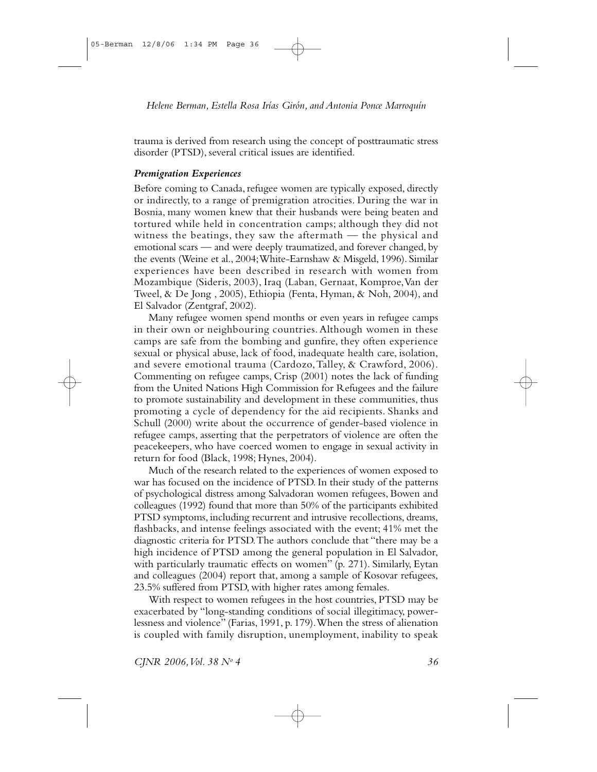trauma is derived from research using the concept of posttraumatic stress disorder (PTSD), several critical issues are identified.

### *Premigration Experiences*

Before coming to Canada, refugee women are typically exposed, directly or indirectly, to a range of premigration atrocities. During the war in Bosnia, many women knew that their husbands were being beaten and tortured while held in concentration camps; although they did not witness the beatings, they saw the aftermath — the physical and emotional scars — and were deeply traumatized, and forever changed, by the events (Weine et al., 2004; White-Earnshaw & Misgeld, 1996). Similar experiences have been described in research with women from Mozambique (Sideris, 2003), Iraq (Laban, Gernaat, Komproe, Van der Tweel, & De Jong , 2005), Ethiopia (Fenta, Hyman, & Noh, 2004), and El Salvador (Zentgraf, 2002).

Many refugee women spend months or even years in refugee camps in their own or neighbouring countries. Although women in these camps are safe from the bombing and gunfire, they often experience sexual or physical abuse, lack of food, inadequate health care, isolation, and severe emotional trauma (Cardozo, Talley, & Crawford, 2006). Commenting on refugee camps, Crisp (2001) notes the lack of funding from the United Nations High Commission for Refugees and the failure to promote sustainability and development in these communities, thus promoting a cycle of dependency for the aid recipients. Shanks and Schull (2000) write about the occurrence of gender-based violence in refugee camps, asserting that the perpetrators of violence are often the peacekeepers, who have coerced women to engage in sexual activity in return for food (Black, 1998; Hynes, 2004).

Much of the research related to the experiences of women exposed to war has focused on the incidence of PTSD. In their study of the patterns of psychological distress among Salvadoran women refugees, Bowen and colleagues (1992) found that more than 50% of the participants exhibited PTSD symptoms, including recurrent and intrusive recollections, dreams, flashbacks, and intense feelings associated with the event; 41% met the diagnostic criteria for PTSD. The authors conclude that "there may be a high incidence of PTSD among the general population in El Salvador, with particularly traumatic effects on women" (p. 271). Similarly, Eytan and colleagues (2004) report that, among a sample of Kosovar refugees, 23.5% suffered from PTSD, with higher rates among females.

With respect to women refugees in the host countries, PTSD may be exacerbated by "long-standing conditions of social illegitimacy, powerlessness and violence" (Farias, 1991, p. 179). When the stress of alienation is coupled with family disruption, unemployment, inability to speak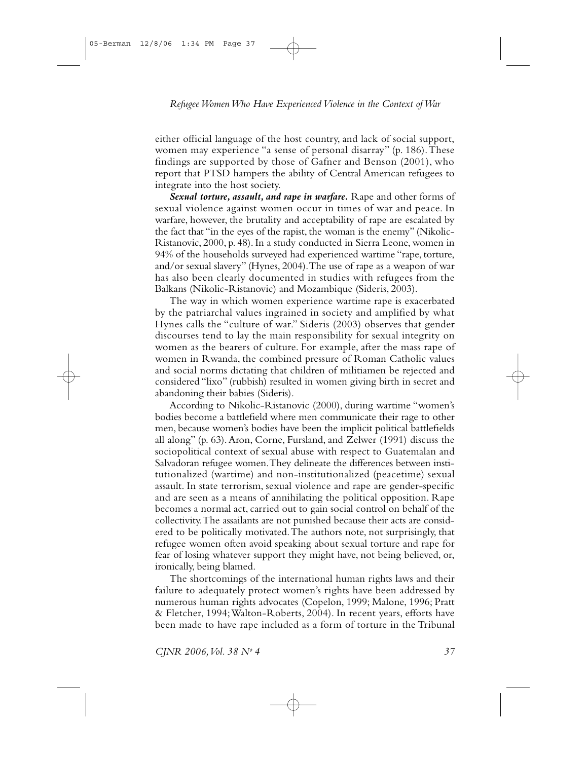either official language of the host country, and lack of social support, women may experience "a sense of personal disarray" (p. 186). These findings are supported by those of Gafner and Benson (2001), who report that PTSD hampers the ability of Central American refugees to integrate into the host society.

***Sexual torture, assault, and rape in warfare.*** Rape and other forms of sexual violence against women occur in times of war and peace. In warfare, however, the brutality and acceptability of rape are escalated by the fact that "in the eyes of the rapist, the woman is the enemy" (Nikolic-Ristanovic, 2000, p. 48). In a study conducted in Sierra Leone, women in 94% of the households surveyed had experienced wartime "rape, torture, and/or sexual slavery" (Hynes, 2004). The use of rape as a weapon of war has also been clearly documented in studies with refugees from the Balkans (Nikolic-Ristanovic) and Mozambique (Sideris, 2003).

The way in which women experience wartime rape is exacerbated by the patriarchal values ingrained in society and amplified by what Hynes calls the "culture of war." Sideris (2003) observes that gender discourses tend to lay the main responsibility for sexual integrity on women as the bearers of culture. For example, after the mass rape of women in Rwanda, the combined pressure of Roman Catholic values and social norms dictating that children of militiamen be rejected and considered "lixo" (rubbish) resulted in women giving birth in secret and abandoning their babies (Sideris).

According to Nikolic-Ristanovic (2000), during wartime "women's bodies become a battlefield where men communicate their rage to other men, because women's bodies have been the implicit political battlefields all along" (p. 63). Aron, Corne, Fursland, and Zelwer (1991) discuss the sociopolitical context of sexual abuse with respect to Guatemalan and Salvadoran refugee women. They delineate the differences between institutionalized (wartime) and non-institutionalized (peacetime) sexual assault. In state terrorism, sexual violence and rape are gender-specific and are seen as a means of annihilating the political opposition. Rape becomes a normal act, carried out to gain social control on behalf of the collectivity. The assailants are not punished because their acts are considered to be politically motivated. The authors note, not surprisingly, that refugee women often avoid speaking about sexual torture and rape for fear of losing whatever support they might have, not being believed, or, ironically, being blamed.

The shortcomings of the international human rights laws and their failure to adequately protect women's rights have been addressed by numerous human rights advocates (Copelon, 1999; Malone, 1996; Pratt & Fletcher, 1994; Walton-Roberts, 2004). In recent years, efforts have been made to have rape included as a form of torture in the Tribunal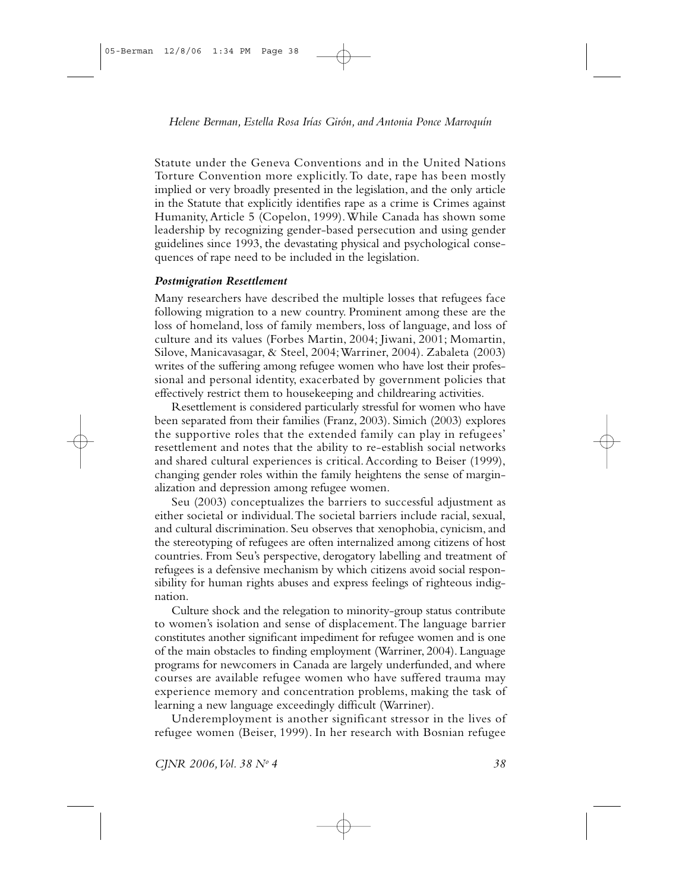Statute under the Geneva Conventions and in the United Nations Torture Convention more explicitly. To date, rape has been mostly implied or very broadly presented in the legislation, and the only article in the Statute that explicitly identifies rape as a crime is Crimes against Humanity, Article 5 (Copelon, 1999). While Canada has shown some leadership by recognizing gender-based persecution and using gender guidelines since 1993, the devastating physical and psychological consequences of rape need to be included in the legislation.

### *Postmigration Resettlement*

Many researchers have described the multiple losses that refugees face following migration to a new country. Prominent among these are the loss of homeland, loss of family members, loss of language, and loss of culture and its values (Forbes Martin, 2004; Jiwani, 2001; Momartin, Silove, Manicavasagar, & Steel, 2004; Warriner, 2004). Zabaleta (2003) writes of the suffering among refugee women who have lost their professional and personal identity, exacerbated by government policies that effectively restrict them to housekeeping and childrearing activities.

Resettlement is considered particularly stressful for women who have been separated from their families (Franz, 2003). Simich (2003) explores the supportive roles that the extended family can play in refugees' resettlement and notes that the ability to re-establish social networks and shared cultural experiences is critical. According to Beiser (1999), changing gender roles within the family heightens the sense of marginalization and depression among refugee women.

Seu (2003) conceptualizes the barriers to successful adjustment as either societal or individual. The societal barriers include racial, sexual, and cultural discrimination. Seu observes that xenophobia, cynicism, and the stereotyping of refugees are often internalized among citizens of host countries. From Seu's perspective, derogatory labelling and treatment of refugees is a defensive mechanism by which citizens avoid social responsibility for human rights abuses and express feelings of righteous indignation.

Culture shock and the relegation to minority-group status contribute to women's isolation and sense of displacement. The language barrier constitutes another significant impediment for refugee women and is one of the main obstacles to finding employment (Warriner, 2004). Language programs for newcomers in Canada are largely underfunded, and where courses are available refugee women who have suffered trauma may experience memory and concentration problems, making the task of learning a new language exceedingly difficult (Warriner).

Underemployment is another significant stressor in the lives of refugee women (Beiser, 1999). In her research with Bosnian refugee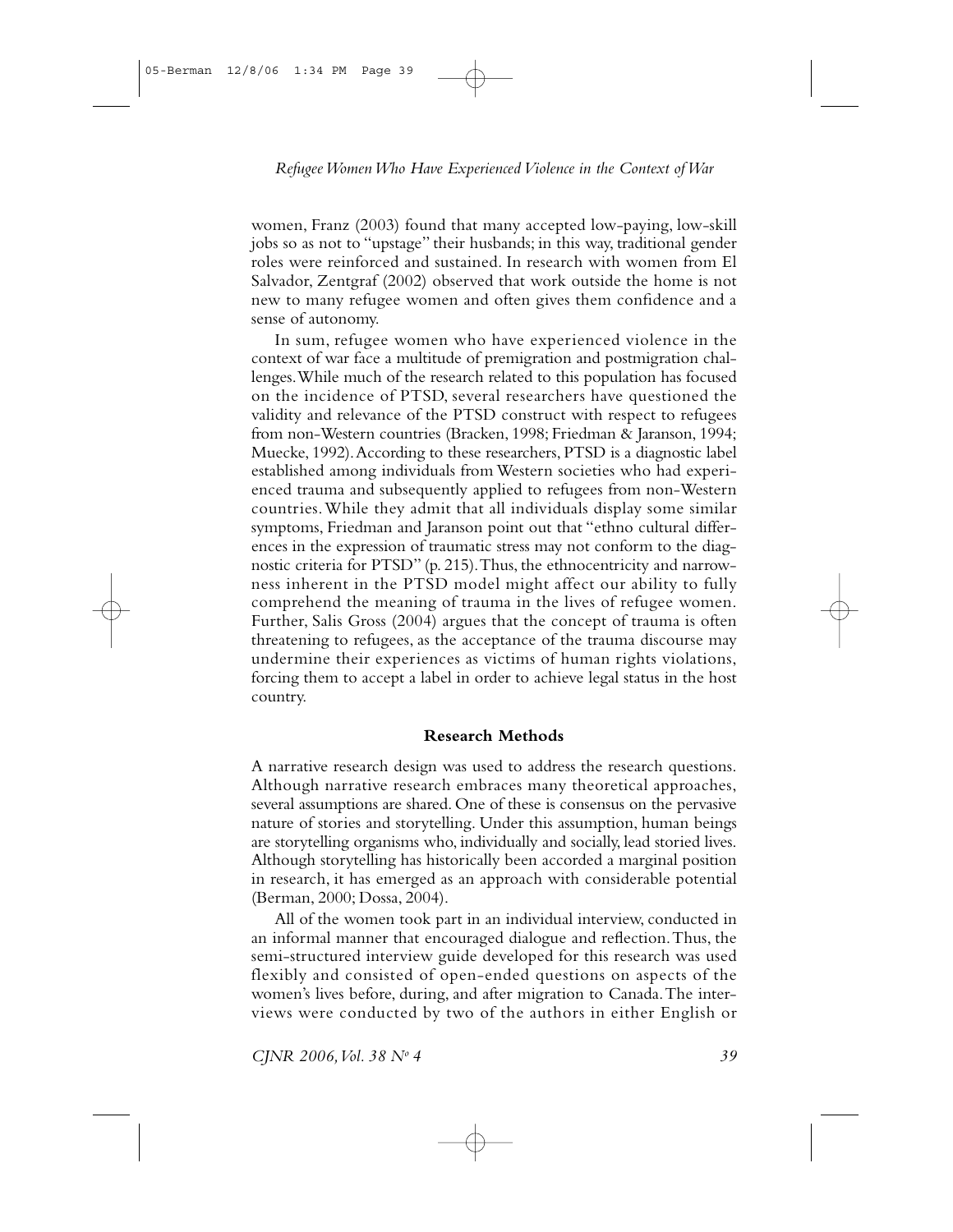women, Franz (2003) found that many accepted low-paying, low-skill jobs so as not to "upstage" their husbands; in this way, traditional gender roles were reinforced and sustained. In research with women from El Salvador, Zentgraf (2002) observed that work outside the home is not new to many refugee women and often gives them confidence and a sense of autonomy.

In sum, refugee women who have experienced violence in the context of war face a multitude of premigration and postmigration challenges. While much of the research related to this population has focused on the incidence of PTSD, several researchers have questioned the validity and relevance of the PTSD construct with respect to refugees from non-Western countries (Bracken, 1998; Friedman & Jaranson, 1994; Muecke, 1992). According to these researchers, PTSD is a diagnostic label established among individuals from Western societies who had experienced trauma and subsequently applied to refugees from non-Western countries. While they admit that all individuals display some similar symptoms, Friedman and Jaranson point out that "ethno cultural differences in the expression of traumatic stress may not conform to the diagnostic criteria for PTSD" (p. 215). Thus, the ethnocentricity and narrowness inherent in the PTSD model might affect our ability to fully comprehend the meaning of trauma in the lives of refugee women. Further, Salis Gross (2004) argues that the concept of trauma is often threatening to refugees, as the acceptance of the trauma discourse may undermine their experiences as victims of human rights violations, forcing them to accept a label in order to achieve legal status in the host country.

## Research Methods

A narrative research design was used to address the research questions. Although narrative research embraces many theoretical approaches, several assumptions are shared. One of these is consensus on the pervasive nature of stories and storytelling. Under this assumption, human beings are storytelling organisms who, individually and socially, lead storied lives. Although storytelling has historically been accorded a marginal position in research, it has emerged as an approach with considerable potential (Berman, 2000; Dossa, 2004).

All of the women took part in an individual interview, conducted in an informal manner that encouraged dialogue and reflection. Thus, the semi-structured interview guide developed for this research was used flexibly and consisted of open-ended questions on aspects of the women's lives before, during, and after migration to Canada. The interviews were conducted by two of the authors in either English or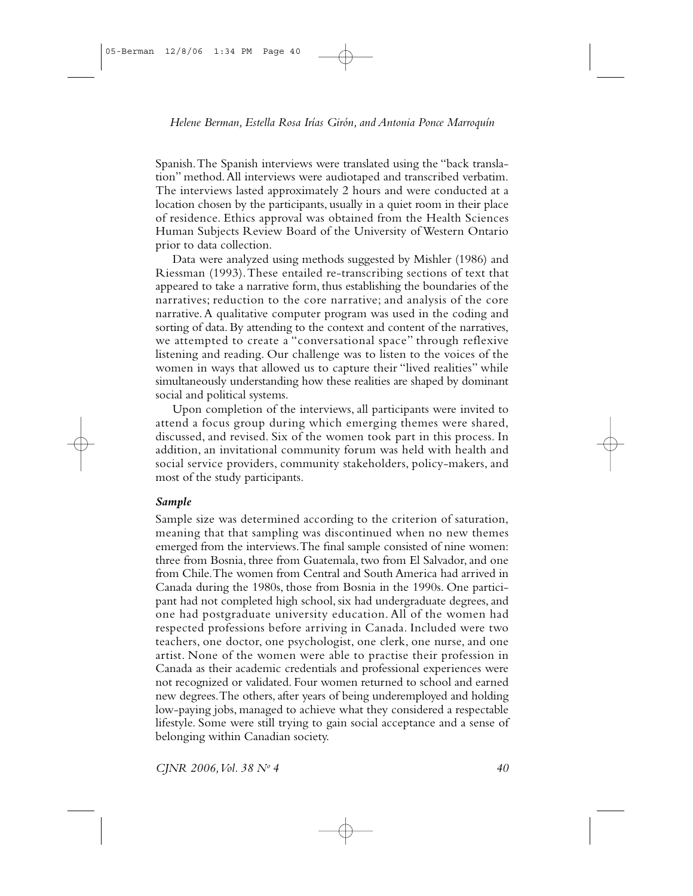Spanish. The Spanish interviews were translated using the "back translation" method. All interviews were audiotaped and transcribed verbatim. The interviews lasted approximately 2 hours and were conducted at a location chosen by the participants, usually in a quiet room in their place of residence. Ethics approval was obtained from the Health Sciences Human Subjects Review Board of the University of Western Ontario prior to data collection.

Data were analyzed using methods suggested by Mishler (1986) and Riessman (1993). These entailed re-transcribing sections of text that appeared to take a narrative form, thus establishing the boundaries of the narratives; reduction to the core narrative; and analysis of the core narrative. A qualitative computer program was used in the coding and sorting of data. By attending to the context and content of the narratives, we attempted to create a "conversational space" through reflexive listening and reading. Our challenge was to listen to the voices of the women in ways that allowed us to capture their "lived realities" while simultaneously understanding how these realities are shaped by dominant social and political systems.

Upon completion of the interviews, all participants were invited to attend a focus group during which emerging themes were shared, discussed, and revised. Six of the women took part in this process. In addition, an invitational community forum was held with health and social service providers, community stakeholders, policy-makers, and most of the study participants.

### *Sample*

Sample size was determined according to the criterion of saturation, meaning that that sampling was discontinued when no new themes emerged from the interviews. The final sample consisted of nine women: three from Bosnia, three from Guatemala, two from El Salvador, and one from Chile. The women from Central and South America had arrived in Canada during the 1980s, those from Bosnia in the 1990s. One participant had not completed high school, six had undergraduate degrees, and one had postgraduate university education. All of the women had respected professions before arriving in Canada. Included were two teachers, one doctor, one psychologist, one clerk, one nurse, and one artist. None of the women were able to practise their profession in Canada as their academic credentials and professional experiences were not recognized or validated. Four women returned to school and earned new degrees. The others, after years of being underemployed and holding low-paying jobs, managed to achieve what they considered a respectable lifestyle. Some were still trying to gain social acceptance and a sense of belonging within Canadian society.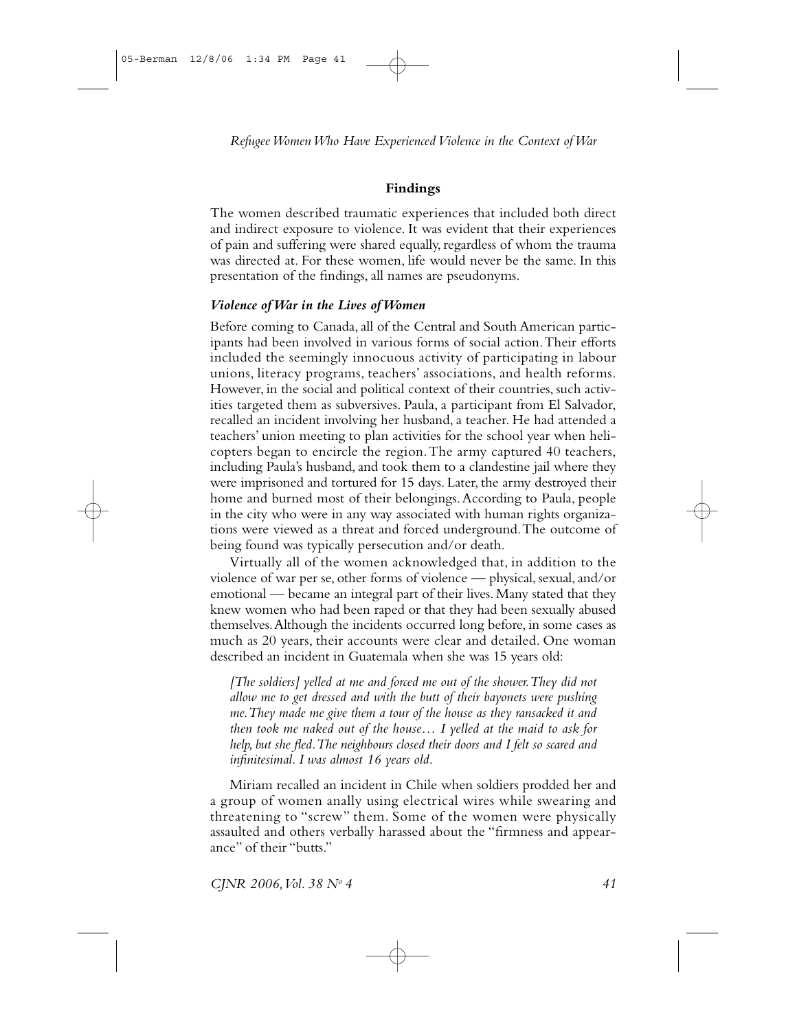## Findings

The women described traumatic experiences that included both direct and indirect exposure to violence. It was evident that their experiences of pain and suffering were shared equally, regardless of whom the trauma was directed at. For these women, life would never be the same. In this presentation of the findings, all names are pseudonyms.

### *Violence of War in the Lives of Women*

Before coming to Canada, all of the Central and South American participants had been involved in various forms of social action. Their efforts included the seemingly innocuous activity of participating in labour unions, literacy programs, teachers' associations, and health reforms. However, in the social and political context of their countries, such activities targeted them as subversives. Paula, a participant from El Salvador, recalled an incident involving her husband, a teacher. He had attended a teachers' union meeting to plan activities for the school year when helicopters began to encircle the region. The army captured 40 teachers, including Paula's husband, and took them to a clandestine jail where they were imprisoned and tortured for 15 days. Later, the army destroyed their home and burned most of their belongings. According to Paula, people in the city who were in any way associated with human rights organizations were viewed as a threat and forced underground. The outcome of being found was typically persecution and/or death.

Virtually all of the women acknowledged that, in addition to the violence of war per se, other forms of violence — physical, sexual, and/or emotional — became an integral part of their lives. Many stated that they knew women who had been raped or that they had been sexually abused themselves. Although the incidents occurred long before, in some cases as much as 20 years, their accounts were clear and detailed. One woman described an incident in Guatemala when she was 15 years old:

> *[The soldiers] yelled at me and forced me out of the shower. They did not allow me to get dressed and with the butt of their bayonets were pushing me. They made me give them a tour of the house as they ransacked it and then took me naked out of the house… I yelled at the maid to ask for help, but she fled. The neighbours closed their doors and I felt so scared and infinitesimal. I was almost 16 years old.*

Miriam recalled an incident in Chile when soldiers prodded her and a group of women anally using electrical wires while swearing and threatening to "screw" them. Some of the women were physically assaulted and others verbally harassed about the "firmness and appearance" of their "butts."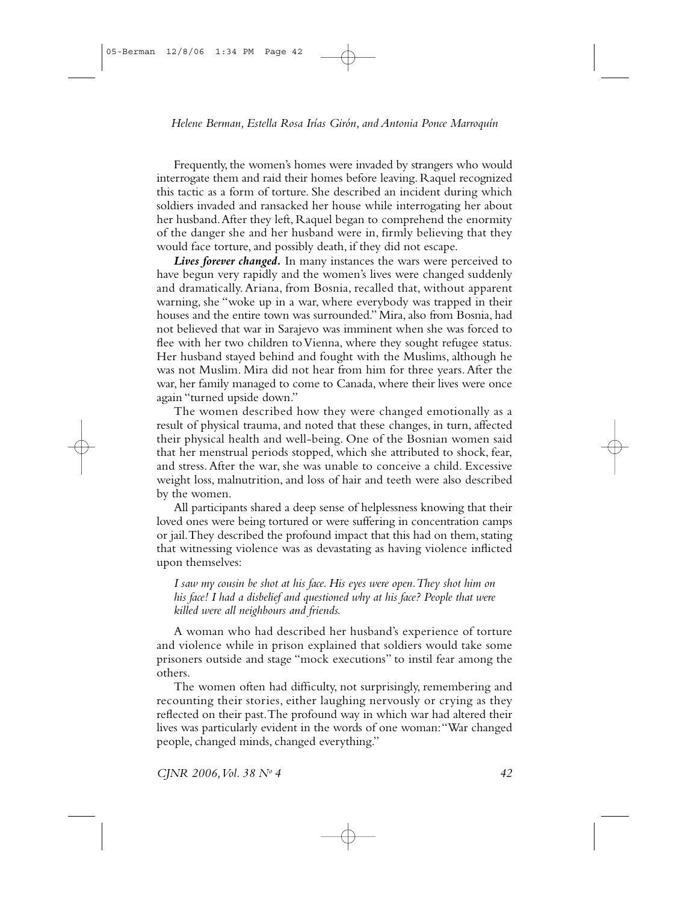Frequently, the women's homes were invaded by strangers who would interrogate them and raid their homes before leaving. Raquel recognized this tactic as a form of torture. She described an incident during which soldiers invaded and ransacked her house while interrogating her about her husband. After they left, Raquel began to comprehend the enormity of the danger she and her husband were in, firmly believing that they would face torture, and possibly death, if they did not escape.

***Lives forever changed.*** In many instances the wars were perceived to have begun very rapidly and the women's lives were changed suddenly and dramatically. Ariana, from Bosnia, recalled that, without apparent warning, she "woke up in a war, where everybody was trapped in their houses and the entire town was surrounded." Mira, also from Bosnia, had not believed that war in Sarajevo was imminent when she was forced to flee with her two children to Vienna, where they sought refugee status. Her husband stayed behind and fought with the Muslims, although he was not Muslim. Mira did not hear from him for three years. After the war, her family managed to come to Canada, where their lives were once again "turned upside down."

The women described how they were changed emotionally as a result of physical trauma, and noted that these changes, in turn, affected their physical health and well-being. One of the Bosnian women said that her menstrual periods stopped, which she attributed to shock, fear, and stress. After the war, she was unable to conceive a child. Excessive weight loss, malnutrition, and loss of hair and teeth were also described by the women.

All participants shared a deep sense of helplessness knowing that their loved ones were being tortured or were suffering in concentration camps or jail. They described the profound impact that this had on them, stating that witnessing violence was as devastating as having violence inflicted upon themselves:

> *I saw my cousin be shot at his face. His eyes were open. They shot him on his face! I had a disbelief and questioned why at his face? People that were killed were all neighbours and friends.*

A woman who had described her husband's experience of torture and violence while in prison explained that soldiers would take some prisoners outside and stage "mock executions" to instil fear among the others.

The women often had difficulty, not surprisingly, remembering and recounting their stories, either laughing nervously or crying as they reflected on their past. The profound way in which war had altered their lives was particularly evident in the words of one woman: "War changed people, changed minds, changed everything."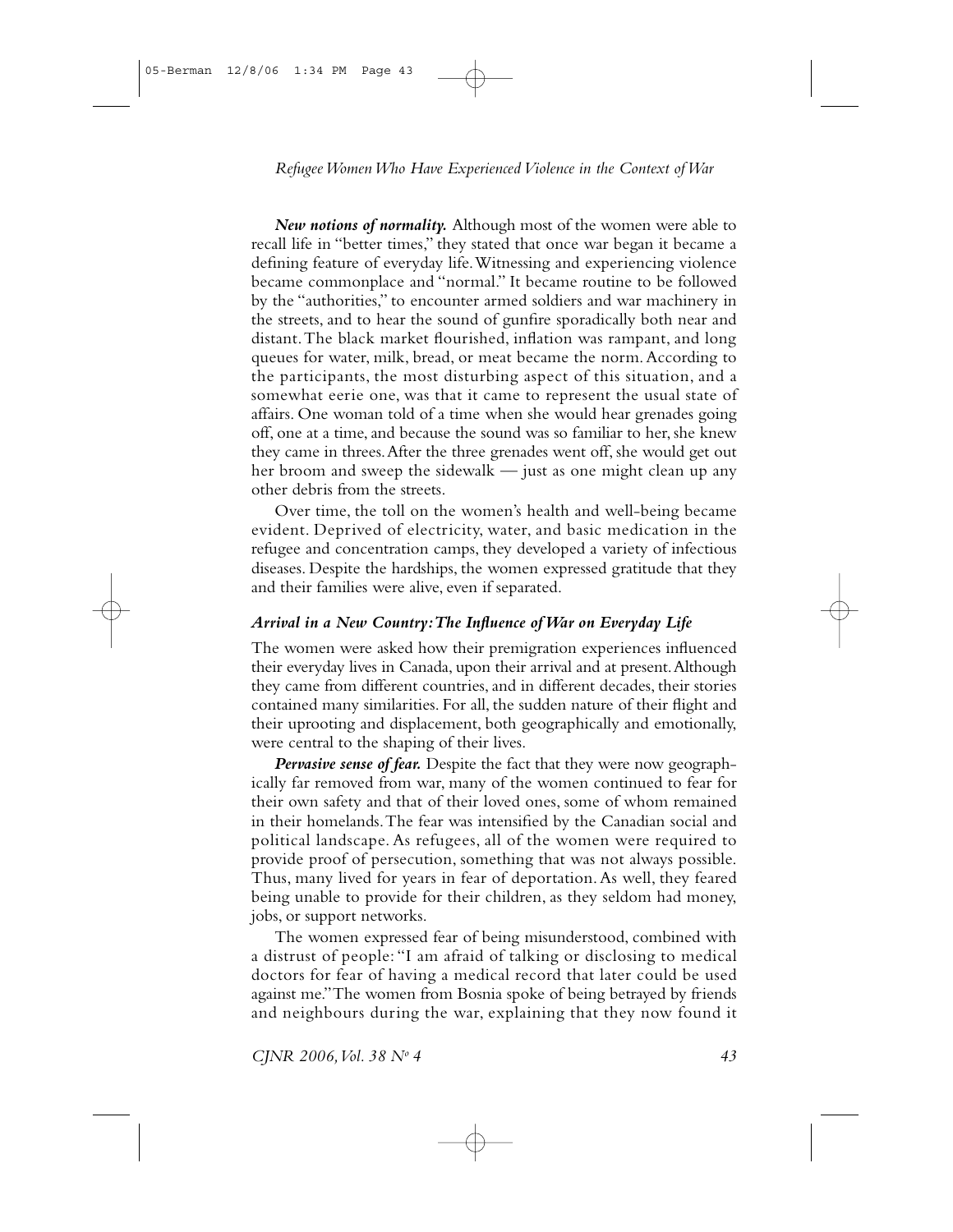***New notions of normality.*** Although most of the women were able to recall life in "better times," they stated that once war began it became a defining feature of everyday life. Witnessing and experiencing violence became commonplace and "normal." It became routine to be followed by the "authorities," to encounter armed soldiers and war machinery in the streets, and to hear the sound of gunfire sporadically both near and distant. The black market flourished, inflation was rampant, and long queues for water, milk, bread, or meat became the norm. According to the participants, the most disturbing aspect of this situation, and a somewhat eerie one, was that it came to represent the usual state of affairs. One woman told of a time when she would hear grenades going off, one at a time, and because the sound was so familiar to her, she knew they came in threes. After the three grenades went off, she would get out her broom and sweep the sidewalk — just as one might clean up any other debris from the streets.

Over time, the toll on the women's health and well-being became evident. Deprived of electricity, water, and basic medication in the refugee and concentration camps, they developed a variety of infectious diseases. Despite the hardships, the women expressed gratitude that they and their families were alive, even if separated.

### *Arrival in a New Country: The Influence of War on Everyday Life*

The women were asked how their premigration experiences influenced their everyday lives in Canada, upon their arrival and at present. Although they came from different countries, and in different decades, their stories contained many similarities. For all, the sudden nature of their flight and their uprooting and displacement, both geographically and emotionally, were central to the shaping of their lives.

***Pervasive sense of fear.*** Despite the fact that they were now geographically far removed from war, many of the women continued to fear for their own safety and that of their loved ones, some of whom remained in their homelands. The fear was intensified by the Canadian social and political landscape. As refugees, all of the women were required to provide proof of persecution, something that was not always possible. Thus, many lived for years in fear of deportation. As well, they feared being unable to provide for their children, as they seldom had money, jobs, or support networks.

The women expressed fear of being misunderstood, combined with a distrust of people: "I am afraid of talking or disclosing to medical doctors for fear of having a medical record that later could be used against me." The women from Bosnia spoke of being betrayed by friends and neighbours during the war, explaining that they now found it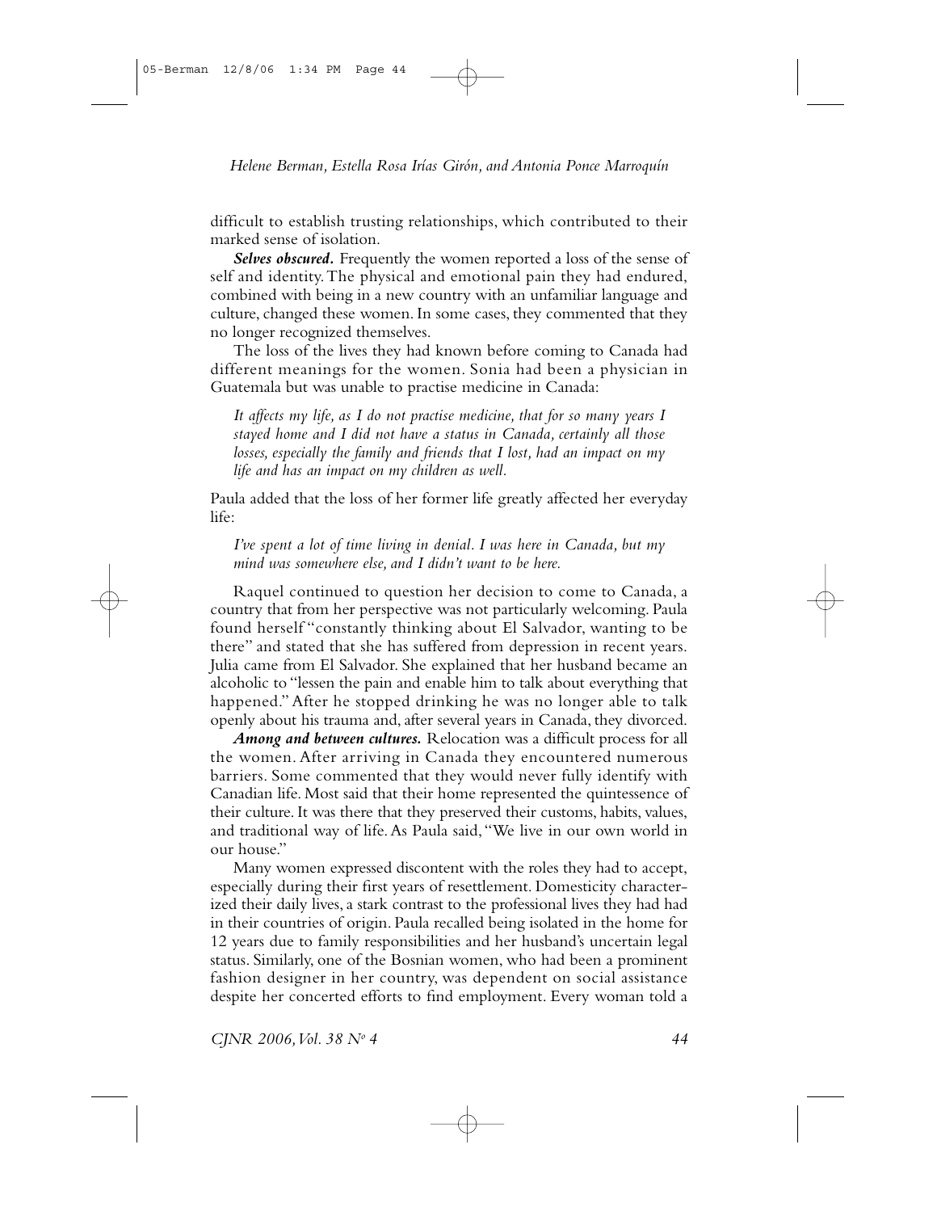difficult to establish trusting relationships, which contributed to their marked sense of isolation.

***Selves obscured.*** Frequently the women reported a loss of the sense of self and identity. The physical and emotional pain they had endured, combined with being in a new country with an unfamiliar language and culture, changed these women. In some cases, they commented that they no longer recognized themselves.

The loss of the lives they had known before coming to Canada had different meanings for the women. Sonia had been a physician in Guatemala but was unable to practise medicine in Canada:

> *It affects my life, as I do not practise medicine, that for so many years I stayed home and I did not have a status in Canada, certainly all those losses, especially the family and friends that I lost, had an impact on my life and has an impact on my children as well.*

Paula added that the loss of her former life greatly affected her everyday life:

> *I've spent a lot of time living in denial. I was here in Canada, but my mind was somewhere else, and I didn't want to be here.*

Raquel continued to question her decision to come to Canada, a country that from her perspective was not particularly welcoming. Paula found herself "constantly thinking about El Salvador, wanting to be there" and stated that she has suffered from depression in recent years. Julia came from El Salvador. She explained that her husband became an alcoholic to "lessen the pain and enable him to talk about everything that happened." After he stopped drinking he was no longer able to talk openly about his trauma and, after several years in Canada, they divorced.

***Among and between cultures.*** Relocation was a difficult process for all the women. After arriving in Canada they encountered numerous barriers. Some commented that they would never fully identify with Canadian life. Most said that their home represented the quintessence of their culture. It was there that they preserved their customs, habits, values, and traditional way of life. As Paula said, "We live in our own world in our house."

Many women expressed discontent with the roles they had to accept, especially during their first years of resettlement. Domesticity characterized their daily lives, a stark contrast to the professional lives they had had in their countries of origin. Paula recalled being isolated in the home for 12 years due to family responsibilities and her husband's uncertain legal status. Similarly, one of the Bosnian women, who had been a prominent fashion designer in her country, was dependent on social assistance despite her concerted efforts to find employment. Every woman told a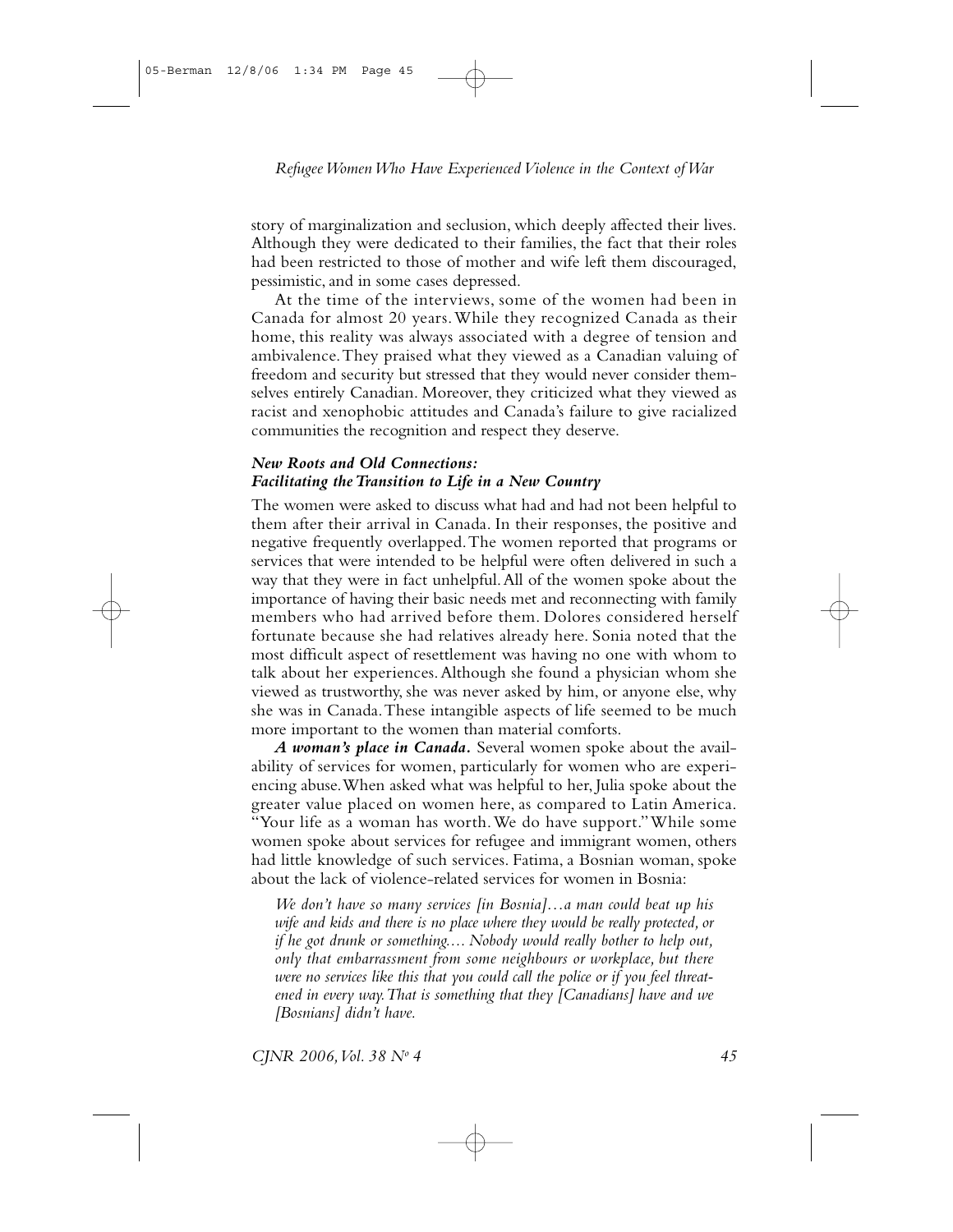story of marginalization and seclusion, which deeply affected their lives. Although they were dedicated to their families, the fact that their roles had been restricted to those of mother and wife left them discouraged, pessimistic, and in some cases depressed.

At the time of the interviews, some of the women had been in Canada for almost 20 years. While they recognized Canada as their home, this reality was always associated with a degree of tension and ambivalence. They praised what they viewed as a Canadian valuing of freedom and security but stressed that they would never consider themselves entirely Canadian. Moreover, they criticized what they viewed as racist and xenophobic attitudes and Canada's failure to give racialized communities the recognition and respect they deserve.

### *New Roots and Old Connections: Facilitating the Transition to Life in a New Country*

The women were asked to discuss what had and had not been helpful to them after their arrival in Canada. In their responses, the positive and negative frequently overlapped. The women reported that programs or services that were intended to be helpful were often delivered in such a way that they were in fact unhelpful. All of the women spoke about the importance of having their basic needs met and reconnecting with family members who had arrived before them. Dolores considered herself fortunate because she had relatives already here. Sonia noted that the most difficult aspect of resettlement was having no one with whom to talk about her experiences. Although she found a physician whom she viewed as trustworthy, she was never asked by him, or anyone else, why she was in Canada. These intangible aspects of life seemed to be much more important to the women than material comforts.

***A woman's place in Canada.*** Several women spoke about the availability of services for women, particularly for women who are experiencing abuse. When asked what was helpful to her, Julia spoke about the greater value placed on women here, as compared to Latin America. "Your life as a woman has worth. We do have support." While some women spoke about services for refugee and immigrant women, others had little knowledge of such services. Fatima, a Bosnian woman, spoke about the lack of violence-related services for women in Bosnia:

> *We don't have so many services [in Bosnia]…a man could beat up his wife and kids and there is no place where they would be really protected, or if he got drunk or something.… Nobody would really bother to help out, only that embarrassment from some neighbours or workplace, but there were no services like this that you could call the police or if you feel threatened in every way. That is something that they [Canadians] have and we [Bosnians] didn't have.*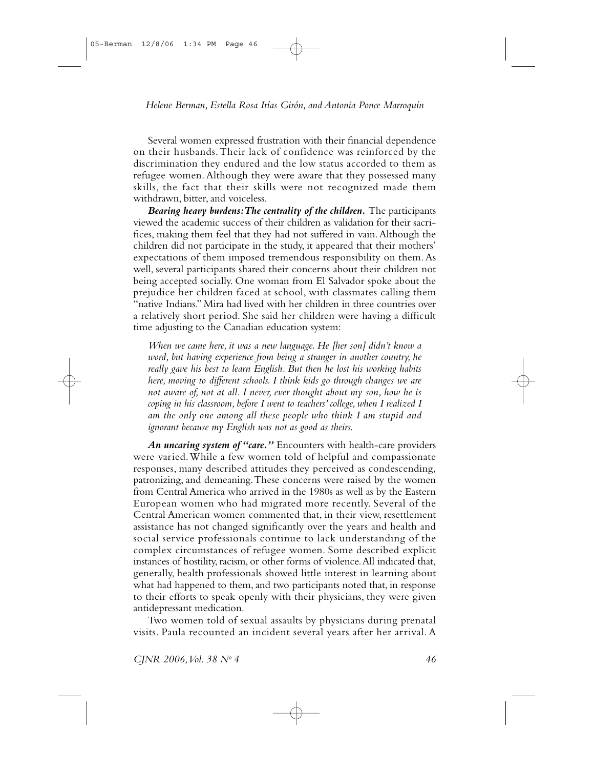Several women expressed frustration with their financial dependence on their husbands. Their lack of confidence was reinforced by the discrimination they endured and the low status accorded to them as refugee women. Although they were aware that they possessed many skills, the fact that their skills were not recognized made them withdrawn, bitter, and voiceless.

***Bearing heavy burdens: The centrality of the children.*** The participants viewed the academic success of their children as validation for their sacrifices, making them feel that they had not suffered in vain. Although the children did not participate in the study, it appeared that their mothers' expectations of them imposed tremendous responsibility on them. As well, several participants shared their concerns about their children not being accepted socially. One woman from El Salvador spoke about the prejudice her children faced at school, with classmates calling them "native Indians." Mira had lived with her children in three countries over a relatively short period. She said her children were having a difficult time adjusting to the Canadian education system:

> *When we came here, it was a new language. He [her son] didn't know a word, but having experience from being a stranger in another country, he really gave his best to learn English. But then he lost his working habits here, moving to different schools. I think kids go through changes we are not aware of, not at all. I never, ever thought about my son, how he is coping in his classroom, before I went to teachers' college, when I realized I am the only one among all these people who think I am stupid and ignorant because my English was not as good as theirs.*

***An uncaring system of "care."*** Encounters with health-care providers were varied. While a few women told of helpful and compassionate responses, many described attitudes they perceived as condescending, patronizing, and demeaning. These concerns were raised by the women from Central America who arrived in the 1980s as well as by the Eastern European women who had migrated more recently. Several of the Central American women commented that, in their view, resettlement assistance has not changed significantly over the years and health and social service professionals continue to lack understanding of the complex circumstances of refugee women. Some described explicit instances of hostility, racism, or other forms of violence. All indicated that, generally, health professionals showed little interest in learning about what had happened to them, and two participants noted that, in response to their efforts to speak openly with their physicians, they were given antidepressant medication.

Two women told of sexual assaults by physicians during prenatal visits. Paula recounted an incident several years after her arrival. A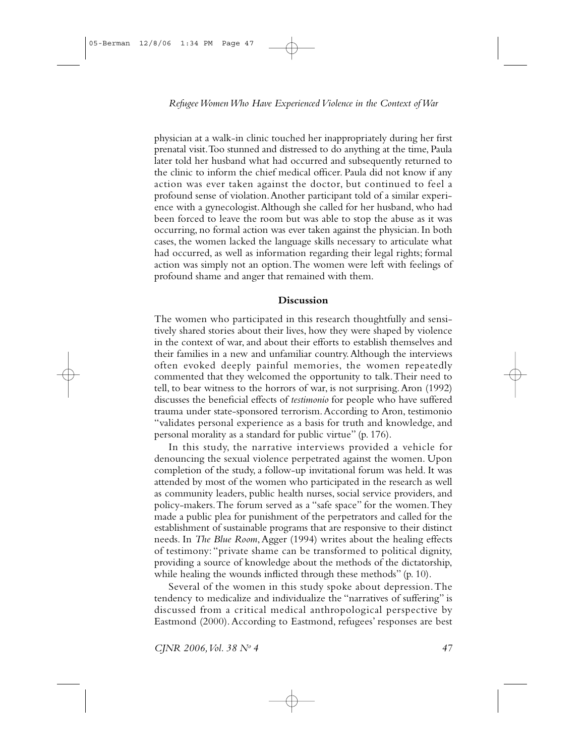physician at a walk-in clinic touched her inappropriately during her first prenatal visit. Too stunned and distressed to do anything at the time, Paula later told her husband what had occurred and subsequently returned to the clinic to inform the chief medical officer. Paula did not know if any action was ever taken against the doctor, but continued to feel a profound sense of violation. Another participant told of a similar experience with a gynecologist. Although she called for her husband, who had been forced to leave the room but was able to stop the abuse as it was occurring, no formal action was ever taken against the physician. In both cases, the women lacked the language skills necessary to articulate what had occurred, as well as information regarding their legal rights; formal action was simply not an option. The women were left with feelings of profound shame and anger that remained with them.

## Discussion

The women who participated in this research thoughtfully and sensitively shared stories about their lives, how they were shaped by violence in the context of war, and about their efforts to establish themselves and their families in a new and unfamiliar country. Although the interviews often evoked deeply painful memories, the women repeatedly commented that they welcomed the opportunity to talk. Their need to tell, to bear witness to the horrors of war, is not surprising. Aron (1992) discusses the beneficial effects of *testimonio* for people who have suffered trauma under state-sponsored terrorism. According to Aron, testimonio "validates personal experience as a basis for truth and knowledge, and personal morality as a standard for public virtue" (p. 176).

In this study, the narrative interviews provided a vehicle for denouncing the sexual violence perpetrated against the women. Upon completion of the study, a follow-up invitational forum was held. It was attended by most of the women who participated in the research as well as community leaders, public health nurses, social service providers, and policy-makers. The forum served as a "safe space" for the women. They made a public plea for punishment of the perpetrators and called for the establishment of sustainable programs that are responsive to their distinct needs. In *The Blue Room*, Agger (1994) writes about the healing effects of testimony: "private shame can be transformed to political dignity, providing a source of knowledge about the methods of the dictatorship, while healing the wounds inflicted through these methods" (p. 10).

Several of the women in this study spoke about depression. The tendency to medicalize and individualize the "narratives of suffering" is discussed from a critical medical anthropological perspective by Eastmond (2000). According to Eastmond, refugees' responses are best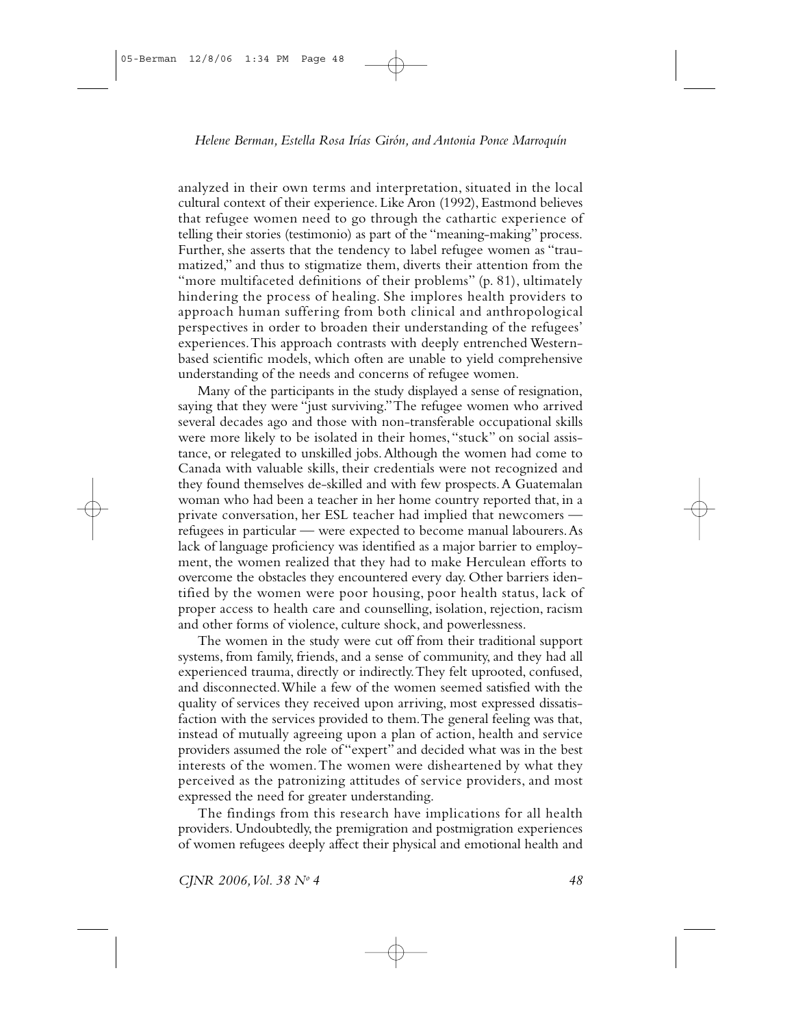analyzed in their own terms and interpretation, situated in the local cultural context of their experience. Like Aron (1992), Eastmond believes that refugee women need to go through the cathartic experience of telling their stories (testimonio) as part of the "meaning-making" process. Further, she asserts that the tendency to label refugee women as "traumatized," and thus to stigmatize them, diverts their attention from the "more multifaceted definitions of their problems" (p. 81), ultimately hindering the process of healing. She implores health providers to approach human suffering from both clinical and anthropological perspectives in order to broaden their understanding of the refugees' experiences. This approach contrasts with deeply entrenched Western-based scientific models, which often are unable to yield comprehensive understanding of the needs and concerns of refugee women.

Many of the participants in the study displayed a sense of resignation, saying that they were "just surviving." The refugee women who arrived several decades ago and those with non-transferable occupational skills were more likely to be isolated in their homes, "stuck" on social assistance, or relegated to unskilled jobs. Although the women had come to Canada with valuable skills, their credentials were not recognized and they found themselves de-skilled and with few prospects. A Guatemalan woman who had been a teacher in her home country reported that, in a private conversation, her ESL teacher had implied that newcomers — refugees in particular — were expected to become manual labourers. As lack of language proficiency was identified as a major barrier to employment, the women realized that they had to make Herculean efforts to overcome the obstacles they encountered every day. Other barriers identified by the women were poor housing, poor health status, lack of proper access to health care and counselling, isolation, rejection, racism and other forms of violence, culture shock, and powerlessness.

The women in the study were cut off from their traditional support systems, from family, friends, and a sense of community, and they had all experienced trauma, directly or indirectly. They felt uprooted, confused, and disconnected. While a few of the women seemed satisfied with the quality of services they received upon arriving, most expressed dissatisfaction with the services provided to them. The general feeling was that, instead of mutually agreeing upon a plan of action, health and service providers assumed the role of "expert" and decided what was in the best interests of the women. The women were disheartened by what they perceived as the patronizing attitudes of service providers, and most expressed the need for greater understanding.

The findings from this research have implications for all health providers. Undoubtedly, the premigration and postmigration experiences of women refugees deeply affect their physical and emotional health and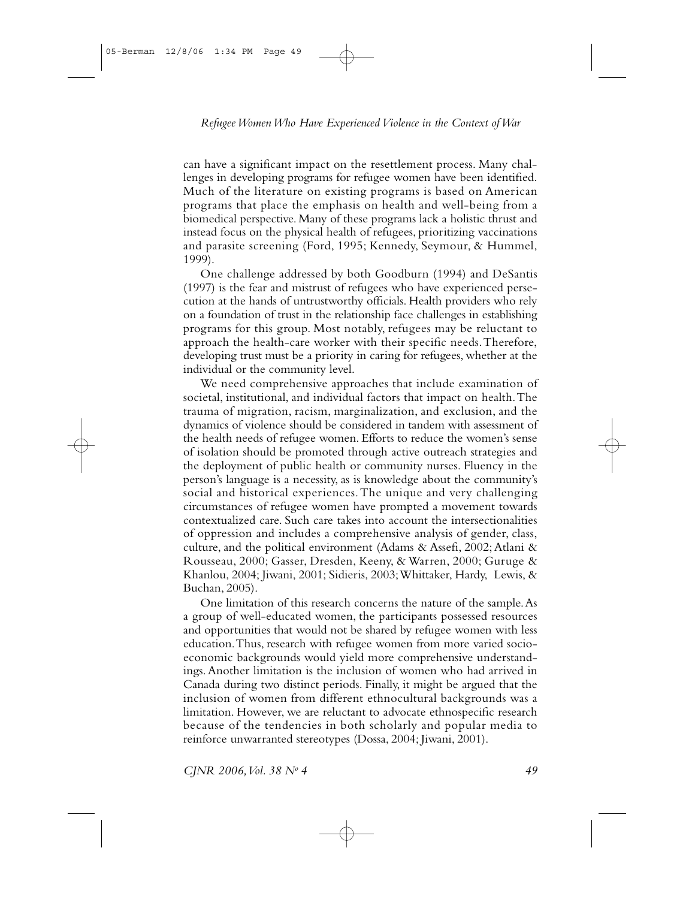can have a significant impact on the resettlement process. Many challenges in developing programs for refugee women have been identified. Much of the literature on existing programs is based on American programs that place the emphasis on health and well-being from a biomedical perspective. Many of these programs lack a holistic thrust and instead focus on the physical health of refugees, prioritizing vaccinations and parasite screening (Ford, 1995; Kennedy, Seymour, & Hummel, 1999).

One challenge addressed by both Goodburn (1994) and DeSantis (1997) is the fear and mistrust of refugees who have experienced persecution at the hands of untrustworthy officials. Health providers who rely on a foundation of trust in the relationship face challenges in establishing programs for this group. Most notably, refugees may be reluctant to approach the health-care worker with their specific needs. Therefore, developing trust must be a priority in caring for refugees, whether at the individual or the community level.

We need comprehensive approaches that include examination of societal, institutional, and individual factors that impact on health. The trauma of migration, racism, marginalization, and exclusion, and the dynamics of violence should be considered in tandem with assessment of the health needs of refugee women. Efforts to reduce the women's sense of isolation should be promoted through active outreach strategies and the deployment of public health or community nurses. Fluency in the person's language is a necessity, as is knowledge about the community's social and historical experiences. The unique and very challenging circumstances of refugee women have prompted a movement towards contextualized care. Such care takes into account the intersectionalities of oppression and includes a comprehensive analysis of gender, class, culture, and the political environment (Adams & Assefi, 2002; Atlani & Rousseau, 2000; Gasser, Dresden, Keeny, & Warren, 2000; Guruge & Khanlou, 2004; Jiwani, 2001; Sidieris, 2003; Whittaker, Hardy, Lewis, & Buchan, 2005).

One limitation of this research concerns the nature of the sample. As a group of well-educated women, the participants possessed resources and opportunities that would not be shared by refugee women with less education. Thus, research with refugee women from more varied socioeconomic backgrounds would yield more comprehensive understandings. Another limitation is the inclusion of women who had arrived in Canada during two distinct periods. Finally, it might be argued that the inclusion of women from different ethnocultural backgrounds was a limitation. However, we are reluctant to advocate ethnospecific research because of the tendencies in both scholarly and popular media to reinforce unwarranted stereotypes (Dossa, 2004; Jiwani, 2001).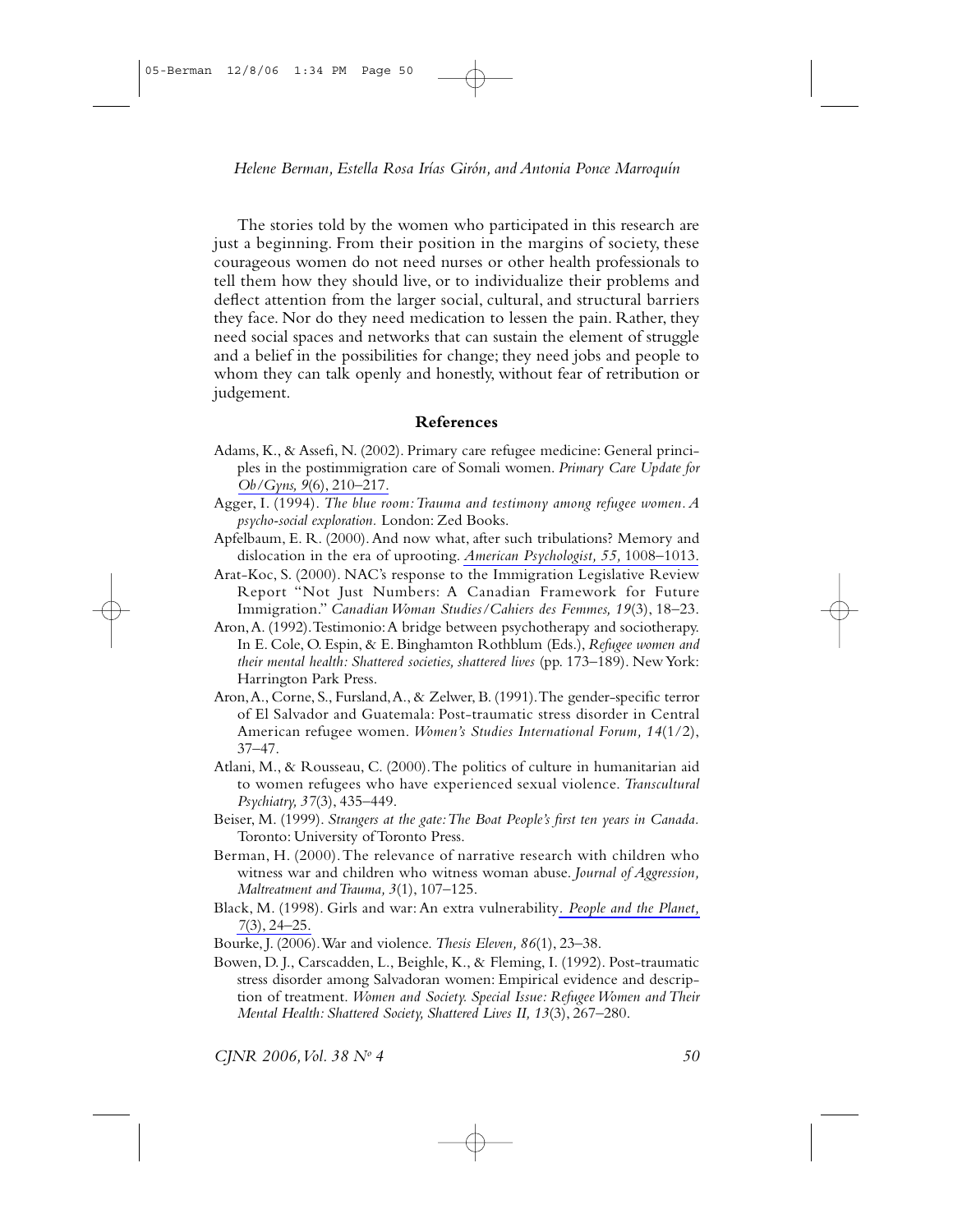The stories told by the women who participated in this research are just a beginning. From their position in the margins of society, these courageous women do not need nurses or other health professionals to tell them how they should live, or to individualize their problems and deflect attention from the larger social, cultural, and structural barriers they face. Nor do they need medication to lessen the pain. Rather, they need social spaces and networks that can sustain the element of struggle and a belief in the possibilities for change; they need jobs and people to whom they can talk openly and honestly, without fear of retribution or judgement.

## References

Adams, K., & Assefi, N. (2002). Primary care refugee medicine: General principles in the postimmigration care of Somali women. *Primary Care Update for Ob/Gyns, 9*(6), 210–217.

Agger, I. (1994). *The blue room: Trauma and testimony among refugee women. A psycho-social exploration.* London: Zed Books.

Apfelbaum, E. R. (2000). And now what, after such tribulations? Memory and dislocation in the era of uprooting. *American Psychologist, 55,* 1008–1013.

Arat-Koc, S. (2000). NAC's response to the Immigration Legislative Review Report "Not Just Numbers: A Canadian Framework for Future Immigration." *Canadian Woman Studies/Cahiers des Femmes, 19*(3), 18–23.

Aron, A. (1992). Testimonio: A bridge between psychotherapy and sociotherapy. In E. Cole, O. Espin, & E. Binghamton Rothblum (Eds.), *Refugee women and their mental health: Shattered societies, shattered lives* (pp. 173–189). New York: Harrington Park Press.

Aron, A., Corne, S., Fursland, A., & Zelwer, B. (1991). The gender-specific terror of El Salvador and Guatemala: Post-traumatic stress disorder in Central American refugee women. *Women's Studies International Forum, 14*(1/2), 37–47.

Atlani, M., & Rousseau, C. (2000). The politics of culture in humanitarian aid to women refugees who have experienced sexual violence. *Transcultural Psychiatry, 37*(3), 435–449.

Beiser, M. (1999). *Strangers at the gate: The Boat People's first ten years in Canada.* Toronto: University of Toronto Press.

Berman, H. (2000). The relevance of narrative research with children who witness war and children who witness woman abuse. *Journal of Aggression, Maltreatment and Trauma, 3*(1), 107–125.

Black, M. (1998). Girls and war: An extra vulnerability. *People and the Planet, 7*(3), 24–25.

Bourke, J. (2006). War and violence. *Thesis Eleven, 86*(1), 23–38.

Bowen, D. J., Carscadden, L., Beighle, K., & Fleming, I. (1992). Post-traumatic stress disorder among Salvadoran women: Empirical evidence and description of treatment. *Women and Society. Special Issue: Refugee Women and Their Mental Health: Shattered Society, Shattered Lives II, 13*(3), 267–280.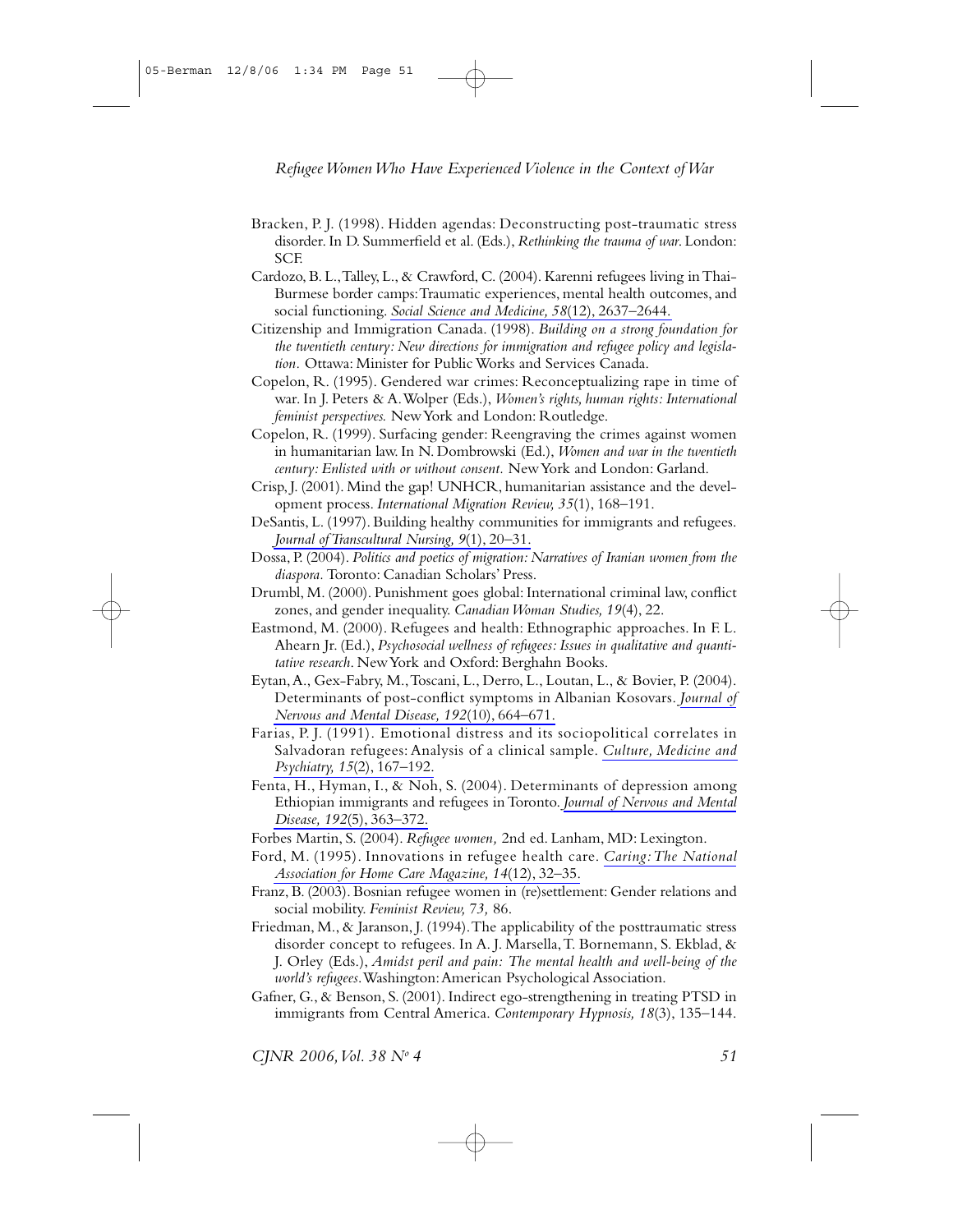Bracken, P. J. (1998). Hidden agendas: Deconstructing post-traumatic stress disorder. In D. Summerfield et al. (Eds.), *Rethinking the trauma of war.* London: SCF.

Cardozo, B. L., Talley, L., & Crawford, C. (2004). Karenni refugees living in Thai-Burmese border camps: Traumatic experiences, mental health outcomes, and social functioning. *Social Science and Medicine, 58*(12), 2637–2644.

Citizenship and Immigration Canada. (1998). *Building on a strong foundation for the twentieth century: New directions for immigration and refugee policy and legislation.* Ottawa: Minister for Public Works and Services Canada.

Copelon, R. (1995). Gendered war crimes: Reconceptualizing rape in time of war. In J. Peters & A. Wolper (Eds.), *Women's rights, human rights: International feminist perspectives.* New York and London: Routledge.

Copelon, R. (1999). Surfacing gender: Reengraving the crimes against women in humanitarian law. In N. Dombrowski (Ed.), *Women and war in the twentieth century: Enlisted with or without consent.* New York and London: Garland.

Crisp, J. (2001). Mind the gap! UNHCR, humanitarian assistance and the development process. *International Migration Review, 35*(1), 168–191.

DeSantis, L. (1997). Building healthy communities for immigrants and refugees. *Journal of Transcultural Nursing, 9*(1), 20–31.

Dossa, P. (2004). *Politics and poetics of migration: Narratives of Iranian women from the diaspora.* Toronto: Canadian Scholars' Press.

Drumbl, M. (2000). Punishment goes global: International criminal law, conflict zones, and gender inequality. *Canadian Woman Studies, 19*(4), 22.

Eastmond, M. (2000). Refugees and health: Ethnographic approaches. In F. L. Ahearn Jr. (Ed.), *Psychosocial wellness of refugees: Issues in qualitative and quantitative research.* New York and Oxford: Berghahn Books.

Eytan, A., Gex-Fabry, M., Toscani, L., Derro, L., Loutan, L., & Bovier, P. (2004). Determinants of post-conflict symptoms in Albanian Kosovars. *Journal of Nervous and Mental Disease, 192*(10), 664–671.

Farias, P. J. (1991). Emotional distress and its sociopolitical correlates in Salvadoran refugees: Analysis of a clinical sample. *Culture, Medicine and Psychiatry, 15*(2), 167–192.

Fenta, H., Hyman, I., & Noh, S. (2004). Determinants of depression among Ethiopian immigrants and refugees in Toronto. *Journal of Nervous and Mental Disease, 192*(5), 363–372.

Forbes Martin, S. (2004). *Refugee women,* 2nd ed. Lanham, MD: Lexington.

Ford, M. (1995). Innovations in refugee health care. *Caring: The National Association for Home Care Magazine, 14*(12), 32–35.

Franz, B. (2003). Bosnian refugee women in (re)settlement: Gender relations and social mobility. *Feminist Review, 73,* 86.

Friedman, M., & Jaranson, J. (1994). The applicability of the posttraumatic stress disorder concept to refugees. In A. J. Marsella, T. Bornemann, S. Ekblad, & J. Orley (Eds.), *Amidst peril and pain: The mental health and well-being of the world's refugees.* Washington: American Psychological Association.

Gafner, G., & Benson, S. (2001). Indirect ego-strengthening in treating PTSD in immigrants from Central America. *Contemporary Hypnosis, 18*(3), 135–144.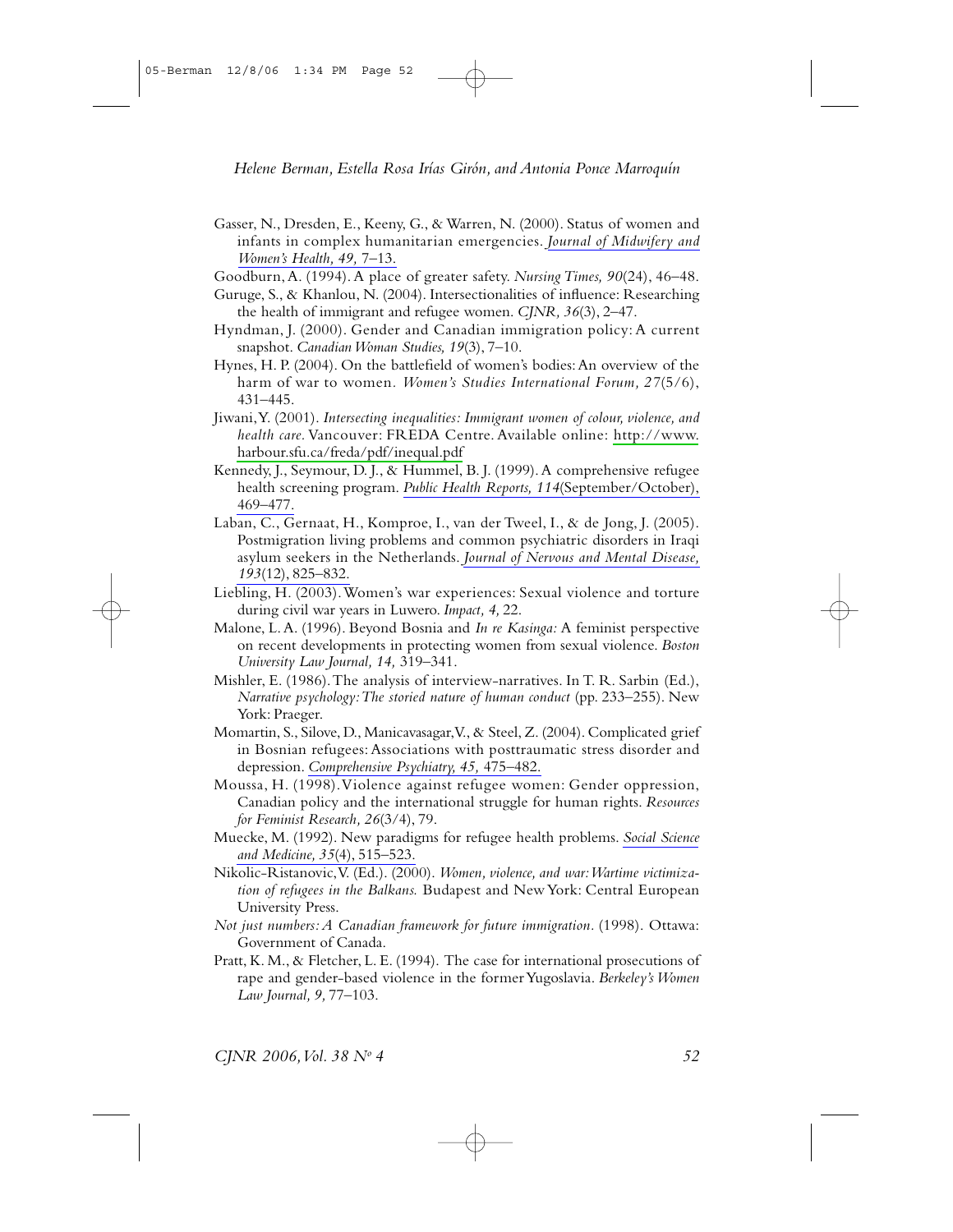Gasser, N., Dresden, E., Keeny, G., & Warren, N. (2000). Status of women and infants in complex humanitarian emergencies. *Journal of Midwifery and Women's Health, 49,* 7–13.

Goodburn, A. (1994). A place of greater safety. *Nursing Times, 90*(24), 46–48.

Guruge, S., & Khanlou, N. (2004). Intersectionalities of influence: Researching the health of immigrant and refugee women. *CJNR, 36*(3), 2–47.

Hyndman, J. (2000). Gender and Canadian immigration policy: A current snapshot. *Canadian Woman Studies, 19*(3), 7–10.

Hynes, H. P. (2004). On the battlefield of women's bodies: An overview of the harm of war to women. *Women's Studies International Forum, 27*(5/6), 431–445.

Jiwani, Y. (2001). *Intersecting inequalities: Immigrant women of colour, violence, and health care.* Vancouver: FREDA Centre. Available online: http://www.harbour.sfu.ca/freda/pdf/inequal.pdf

Kennedy, J., Seymour, D. J., & Hummel, B. J. (1999). A comprehensive refugee health screening program. *Public Health Reports, 114*(September/October), 469–477.

Laban, C., Gernaat, H., Komproe, I., van der Tweel, I., & de Jong, J. (2005). Postmigration living problems and common psychiatric disorders in Iraqi asylum seekers in the Netherlands. *Journal of Nervous and Mental Disease, 193*(12), 825–832.

Liebling, H. (2003). Women's war experiences: Sexual violence and torture during civil war years in Luwero. *Impact, 4,* 22.

Malone, L. A. (1996). Beyond Bosnia and *In re Kasinga:* A feminist perspective on recent developments in protecting women from sexual violence. *Boston University Law Journal, 14,* 319–341.

Mishler, E. (1986). The analysis of interview-narratives. In T. R. Sarbin (Ed.), *Narrative psychology: The storied nature of human conduct* (pp. 233–255). New York: Praeger.

Momartin, S., Silove, D., Manicavasagar, V., & Steel, Z. (2004). Complicated grief in Bosnian refugees: Associations with posttraumatic stress disorder and depression. *Comprehensive Psychiatry, 45,* 475–482.

Moussa, H. (1998). Violence against refugee women: Gender oppression, Canadian policy and the international struggle for human rights. *Resources for Feminist Research, 26*(3/4), 79.

Muecke, M. (1992). New paradigms for refugee health problems. *Social Science and Medicine, 35*(4), 515–523.

Nikolic-Ristanovic, V. (Ed.). (2000). *Women, violence, and war: Wartime victimization of refugees in the Balkans.* Budapest and New York: Central European University Press.

*Not just numbers: A Canadian framework for future immigration.* (1998). Ottawa: Government of Canada.

Pratt, K. M., & Fletcher, L. E. (1994). The case for international prosecutions of rape and gender-based violence in the former Yugoslavia. *Berkeley's Women Law Journal, 9,* 77–103.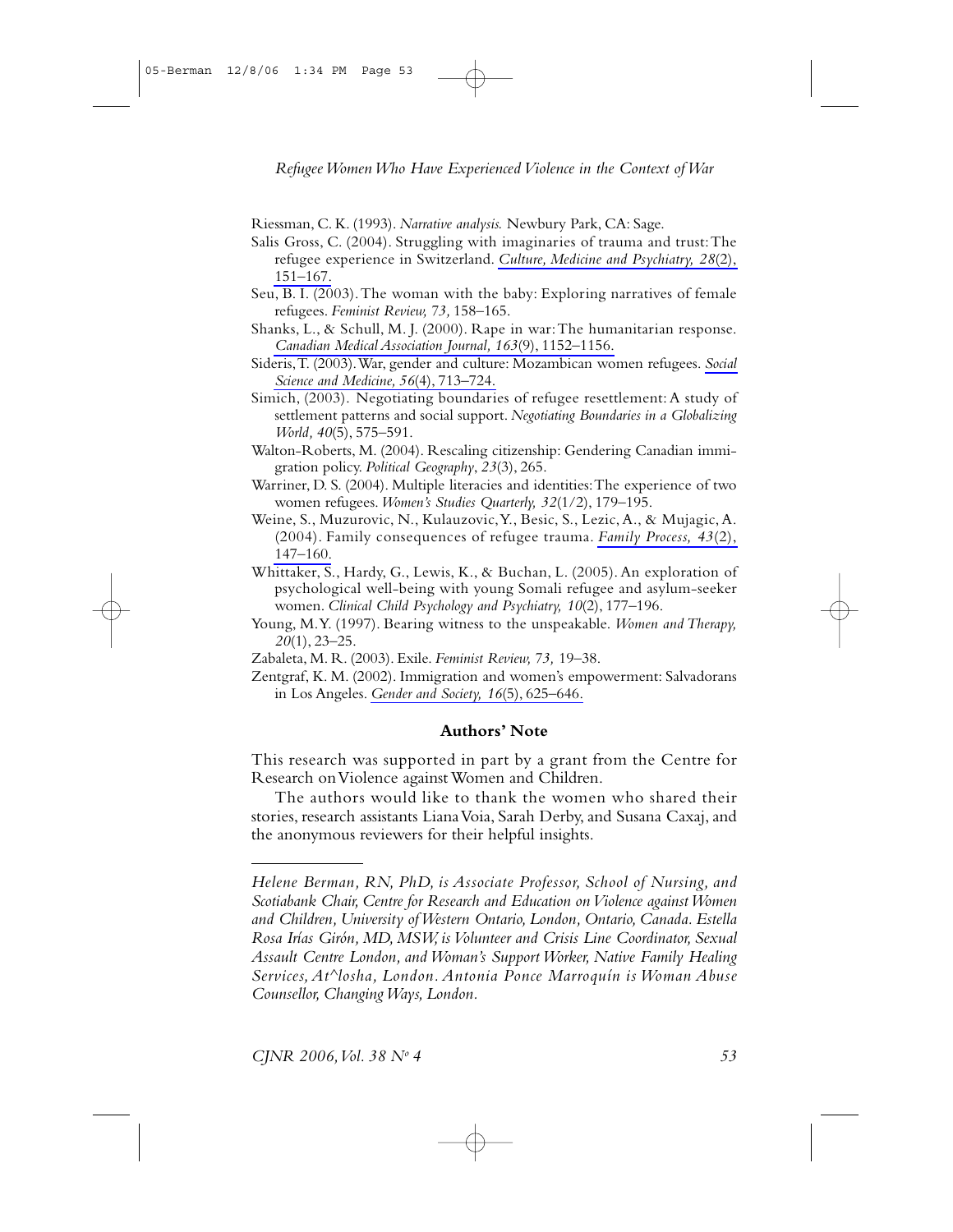Riessman, C. K. (1993). *Narrative analysis.* Newbury Park, CA: Sage.

Salis Gross, C. (2004). Struggling with imaginaries of trauma and trust: The refugee experience in Switzerland. *Culture, Medicine and Psychiatry, 28*(2), 151–167.

Seu, B. I. (2003). The woman with the baby: Exploring narratives of female refugees. *Feminist Review, 73,* 158–165.

Shanks, L., & Schull, M. J. (2000). Rape in war: The humanitarian response. *Canadian Medical Association Journal, 163*(9), 1152–1156.

Sideris, T. (2003). War, gender and culture: Mozambican women refugees. *Social Science and Medicine, 56*(4), 713–724.

Simich, (2003). Negotiating boundaries of refugee resettlement: A study of settlement patterns and social support. *Negotiating Boundaries in a Globalizing World, 40*(5), 575–591.

Walton-Roberts, M. (2004). Rescaling citizenship: Gendering Canadian immigration policy. *Political Geography*, *23*(3), 265.

Warriner, D. S. (2004). Multiple literacies and identities: The experience of two women refugees. *Women's Studies Quarterly, 32*(1/2), 179–195.

Weine, S., Muzurovic, N., Kulauzovic, Y., Besic, S., Lezic, A., & Mujagic, A. (2004). Family consequences of refugee trauma. *Family Process, 43*(2), 147–160.

Whittaker, S., Hardy, G., Lewis, K., & Buchan, L. (2005). An exploration of psychological well-being with young Somali refugee and asylum-seeker women. *Clinical Child Psychology and Psychiatry, 10*(2), 177–196.

Young, M. Y. (1997). Bearing witness to the unspeakable. *Women and Therapy, 20*(1), 23–25.

Zabaleta, M. R. (2003). Exile. *Feminist Review, 73,* 19–38.

Zentgraf, K. M. (2002). Immigration and women's empowerment: Salvadorans in Los Angeles. *Gender and Society, 16*(5), 625–646.

**Authors' Note**

This research was supported in part by a grant from the Centre for Research on Violence against Women and Children.

The authors would like to thank the women who shared their stories, research assistants Liana Voia, Sarah Derby, and Susana Caxaj, and the anonymous reviewers for their helpful insights.

---

*Helene Berman, RN, PhD, is Associate Professor, School of Nursing, and Scotiabank Chair, Centre for Research and Education on Violence against Women and Children, University of Western Ontario, London, Ontario, Canada. Estella Rosa Irías Girón, MD, MSW, is Volunteer and Crisis Line Coordinator, Sexual Assault Centre London, and Woman's Support Worker, Native Family Healing Services, At^losha, London. Antonia Ponce Marroquín is Woman Abuse Counsellor, Changing Ways, London.*